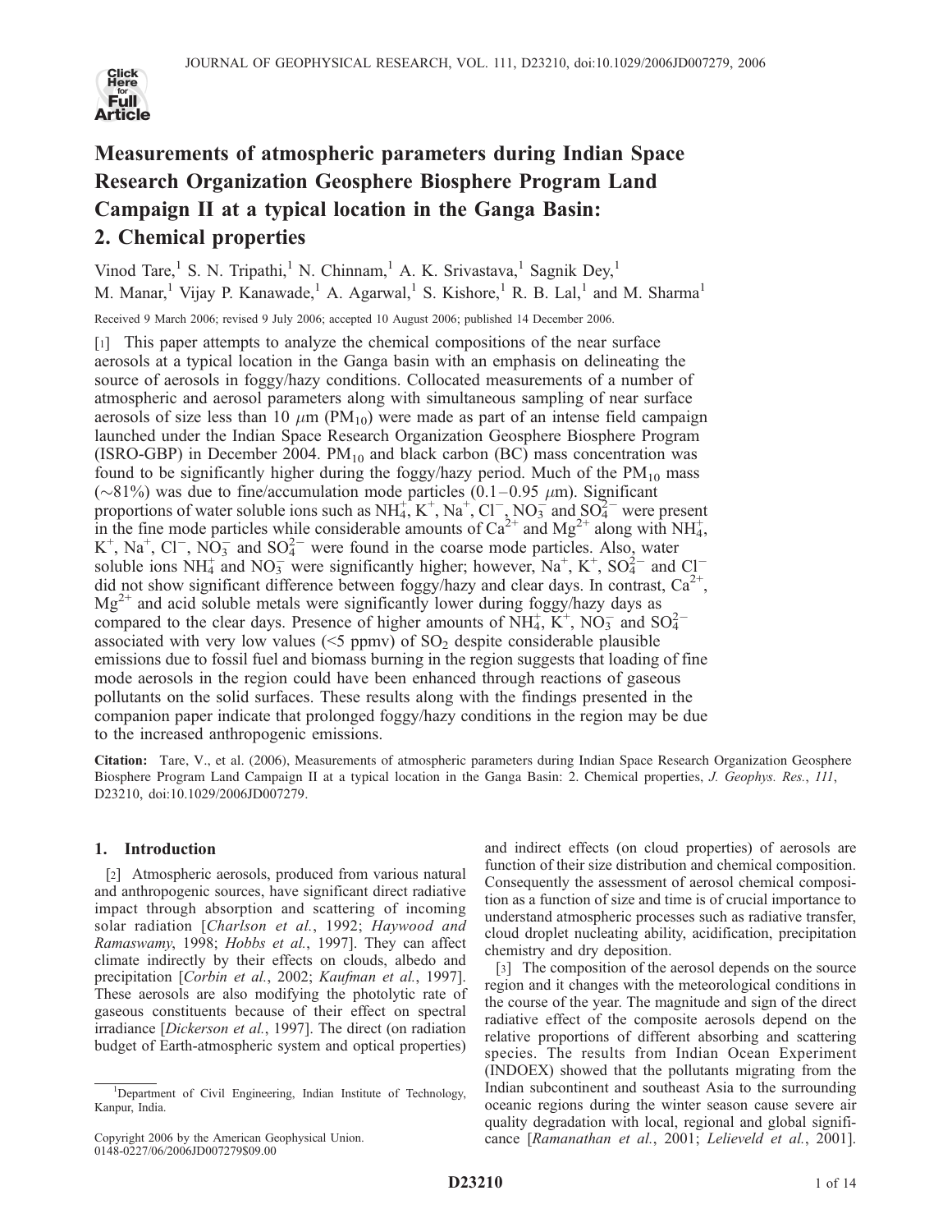# Measurements of atmospheric parameters during Indian Space Research Organization Geosphere Biosphere Program Land Campaign II at a typical location in the Ganga Basin: 2. Chemical properties

Vinod Tare,[1] S. N. Tripathi,[1] N. Chinnam,[1] A. K. Srivastava,[1] Sagnik Dey,[1] M. Manar,[1] Vijay P. Kanawade,[1] A. Agarwal,[1] S. Kishore,[1] R. B. Lal,[1] and M. Sharma[1]

Received 9 March 2006; revised 9 July 2006; accepted 10 August 2006; published 14 December 2006.

[1] This paper attempts to analyze the chemical compositions of the near surface aerosols at a typical location in the Ganga basin with an emphasis on delineating the source of aerosols in foggy/hazy conditions. Collocated measurements of a number of atmospheric and aerosol parameters along with simultaneous sampling of near surface aerosols of size less than 10 $\mu$m ($PM_{10}$) were made as part of an intense field campaign launched under the Indian Space Research Organization Geosphere Biosphere Program (ISRO-GBP) in December 2004. $PM_{10}$ and black carbon (BC) mass concentration was found to be significantly higher during the foggy/hazy period. Much of the $PM_{10}$ mass (~81%) was due to fine/accumulation mode particles (0.1–0.95 $\mu$m). Significant proportions of water soluble ions such as $NH_4^+$, $K^+$, $Na^+$, $Cl^-$, $NO_3^-$ and $SO_4^{2-}$ were present in the fine mode particles while considerable amounts of $Ca^{2+}$ and $Mg^{2+}$ along with $NH_4^+$, $K^+$, $Na^+$, $Cl^-$, $NO_3^-$ and $SO_4^{2-}$ were found in the coarse mode particles. Also, water soluble ions $NH_4^+$ and $NO_3^-$ were significantly higher; however, $Na^+$, $K^+$, $SO_4^{2-}$ and $Cl^-$ did not show significant difference between foggy/hazy and clear days. In contrast, $Ca^{2+}$, $Mg^{2+}$ and acid soluble metals were significantly lower during foggy/hazy days as compared to the clear days. Presence of higher amounts of $NH_4^+$, $K^+$, $NO_3^-$ and $SO_4^{2-}$ associated with very low values (<5 ppmv) of $SO_2$ despite considerable plausible emissions due to fossil fuel and biomass burning in the region suggests that loading of fine mode aerosols in the region could have been enhanced through reactions of gaseous pollutants on the solid surfaces. These results along with the findings presented in the companion paper indicate that prolonged foggy/hazy conditions in the region may be due to the increased anthropogenic emissions.

**Citation:** Tare, V., et al. (2006), Measurements of atmospheric parameters during Indian Space Research Organization Geosphere Biosphere Program Land Campaign II at a typical location in the Ganga Basin: 2. Chemical properties, *J. Geophys. Res.*, *111*, D23210, doi:10.1029/2006JD007279.

## 1. Introduction

[2] Atmospheric aerosols, produced from various natural and anthropogenic sources, have significant direct radiative impact through absorption and scattering of incoming solar radiation [*Charlson et al.*, 1992; *Haywood and Ramaswamy*, 1998; *Hobbs et al.*, 1997]. They can affect climate indirectly by their effects on clouds, albedo and precipitation [*Corbin et al.*, 2002; *Kaufman et al.*, 1997]. These aerosols are also modifying the photolytic rate of gaseous constituents because of their effect on spectral irradiance [*Dickerson et al.*, 1997]. The direct (on radiation budget of Earth-atmospheric system and optical properties) and indirect effects (on cloud properties) of aerosols are function of their size distribution and chemical composition. Consequently the assessment of aerosol chemical composition as a function of size and time is of crucial importance to understand atmospheric processes such as radiative transfer, cloud droplet nucleating ability, acidification, precipitation chemistry and dry deposition.

[3] The composition of the aerosol depends on the source region and it changes with the meteorological conditions in the course of the year. The magnitude and sign of the direct radiative effect of the composite aerosols depend on the relative proportions of different absorbing and scattering species. The results from Indian Ocean Experiment (INDOEX) showed that the pollutants migrating from the Indian subcontinent and southeast Asia to the surrounding oceanic regions during the winter season cause severe air quality degradation with local, regional and global significance [*Ramanathan et al.*, 2001; *Lelieveld et al.*, 2001].

[1] Department of Civil Engineering, Indian Institute of Technology, Kanpur, India.

Copyright 2006 by the American Geophysical Union.
0148-0227/06/2006JD007279$09.00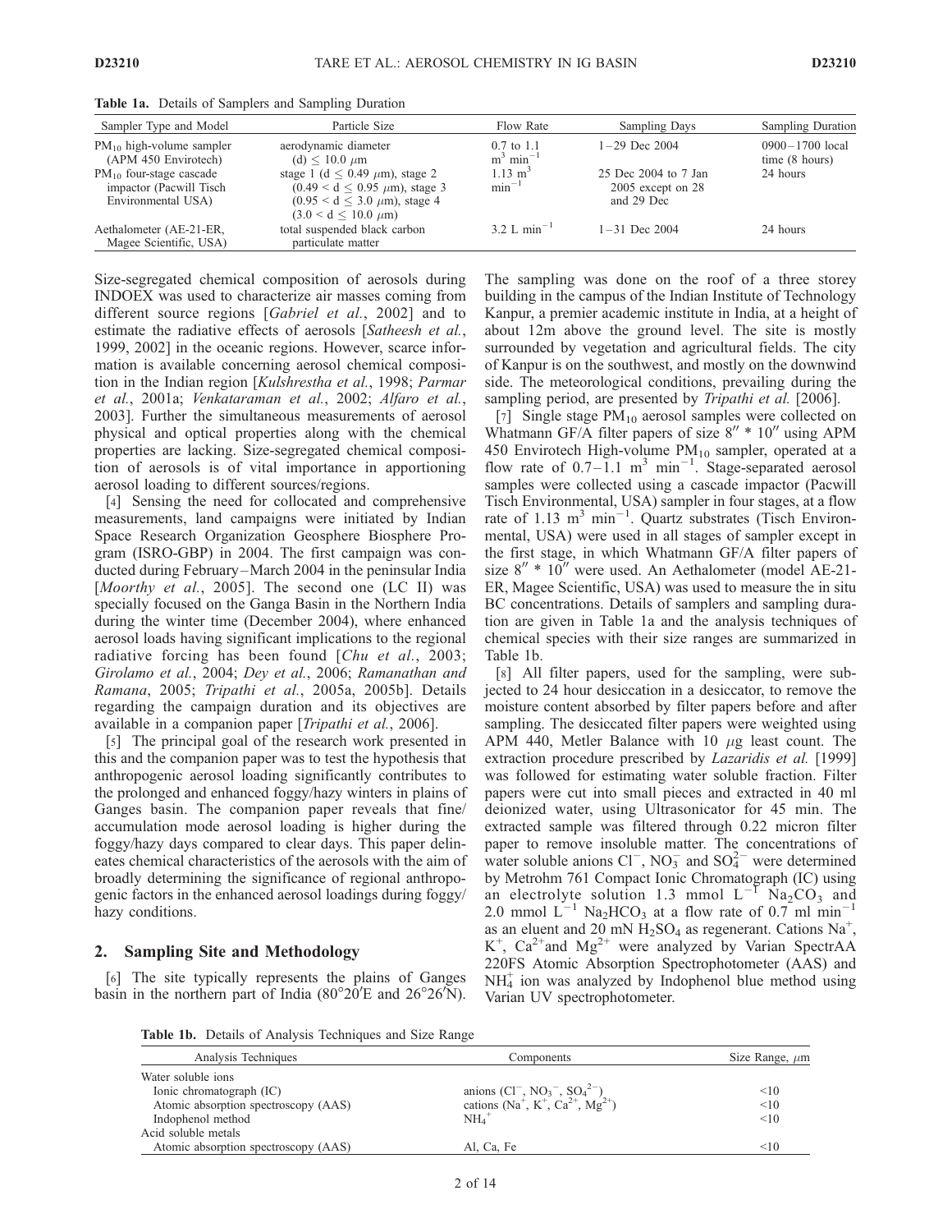**Table 1a.** Details of Samplers and Sampling Duration

| Sampler Type and Model | Particle Size | Flow Rate | Sampling Days | Sampling Duration |
|---|---|---|---|---|
| $PM_{10}$ high-volume sampler (APM 450 Envirotech) | aerodynamic diameter (d) $\leq$ 10.0 $\mu$m | 0.7 to 1.1 $m^3$ $min^{-1}$ | 1–29 Dec 2004 | 0900–1700 local time (8 hours) |
| $PM_{10}$ four-stage cascade impactor (Pacwill Tisch Environmental USA) | stage 1 (d $\leq$ 0.49 $\mu$m), stage 2 (0.49 < d $\leq$ 0.95 $\mu$m), stage 3 (0.95 < d $\leq$ 3.0 $\mu$m), stage 4 (3.0 < d $\leq$ 10.0 $\mu$m) | 1.13 $m^3$ $min^{-1}$ | 25 Dec 2004 to 7 Jan 2005 except on 28 and 29 Dec | 24 hours |
| Aethalometer (AE-21-ER, Magee Scientific, USA) | total suspended black carbon particulate matter | 3.2 L $min^{-1}$ | 1–31 Dec 2004 | 24 hours |

Size-segregated chemical composition of aerosols during INDOEX was used to characterize air masses coming from different source regions [*Gabriel et al.*, 2002] and to estimate the radiative effects of aerosols [*Satheesh et al.*, 1999, 2002] in the oceanic regions. However, scarce information is available concerning aerosol chemical composition in the Indian region [*Kulshrestha et al.*, 1998; *Parmar et al.*, 2001a; *Venkataraman et al.*, 2002; *Alfaro et al.*, 2003]. Further the simultaneous measurements of aerosol physical and optical properties along with the chemical properties are lacking. Size-segregated chemical composition of aerosols is of vital importance in apportioning aerosol loading to different sources/regions.

[4] Sensing the need for collocated and comprehensive measurements, land campaigns were initiated by Indian Space Research Organization Geosphere Biosphere Program (ISRO-GBP) in 2004. The first campaign was conducted during February–March 2004 in the peninsular India [*Moorthy et al.*, 2005]. The second one (LC II) was specially focused on the Ganga Basin in the Northern India during the winter time (December 2004), where enhanced aerosol loads having significant implications to the regional radiative forcing has been found [*Chu et al.*, 2003; *Girolamo et al.*, 2004; *Dey et al.*, 2006; *Ramanathan and Ramana*, 2005; *Tripathi et al.*, 2005a, 2005b]. Details regarding the campaign duration and its objectives are available in a companion paper [*Tripathi et al.*, 2006].

[5] The principal goal of the research work presented in this and the companion paper was to test the hypothesis that anthropogenic aerosol loading significantly contributes to the prolonged and enhanced foggy/hazy winters in plains of Ganges basin. The companion paper reveals that fine/accumulation mode aerosol loading is higher during the foggy/hazy days compared to clear days. This paper delineates chemical characteristics of the aerosols with the aim of broadly determining the significance of regional anthropogenic factors in the enhanced aerosol loadings during foggy/hazy conditions.

## 2. Sampling Site and Methodology

[6] The site typically represents the plains of Ganges basin in the northern part of India (80°20′E and 26°26′N). The sampling was done on the roof of a three storey building in the campus of the Indian Institute of Technology Kanpur, a premier academic institute in India, at a height of about 12m above the ground level. The site is mostly surrounded by vegetation and agricultural fields. The city of Kanpur is on the southwest, and mostly on the downwind side. The meteorological conditions, prevailing during the sampling period, are presented by *Tripathi et al.* [2006].

[7] Single stage $PM_{10}$ aerosol samples were collected on Whatmann GF/A filter papers of size 8″ * 10″ using APM 450 Envirotech High-volume $PM_{10}$ sampler, operated at a flow rate of 0.7–1.1 $m^3$ $min^{-1}$. Stage-separated aerosol samples were collected using a cascade impactor (Pacwill Tisch Environmental, USA) sampler in four stages, at a flow rate of 1.13 $m^3$ $min^{-1}$. Quartz substrates (Tisch Environmental, USA) were used in all stages of sampler except in the first stage, in which Whatmann GF/A filter papers of size 8″ * 10″ were used. An Aethalometer (model AE-21-ER, Magee Scientific, USA) was used to measure the in situ BC concentrations. Details of samplers and sampling duration are given in Table 1a and the analysis techniques of chemical species with their size ranges are summarized in Table 1b.

[8] All filter papers, used for the sampling, were subjected to 24 hour desiccation in a desiccator, to remove the moisture content absorbed by filter papers before and after sampling. The desiccated filter papers were weighted using APM 440, Metler Balance with 10 $\mu$g least count. The extraction procedure prescribed by *Lazaridis et al.* [1999] was followed for estimating water soluble fraction. Filter papers were cut into small pieces and extracted in 40 ml deionized water, using Ultrasonicator for 45 min. The extracted sample was filtered through 0.22 micron filter paper to remove insoluble matter. The concentrations of water soluble anions $Cl^-$, $NO_3^-$ and $SO_4^{2-}$ were determined by Metrohm 761 Compact Ionic Chromatograph (IC) using an electrolyte solution 1.3 mmol $L^{-1}$ $Na_2CO_3$ and 2.0 mmol $L^{-1}$ $Na_2HCO_3$ at a flow rate of 0.7 ml $min^{-1}$ as an eluent and 20 mN $H_2SO_4$ as regenerant. Cations $Na^+$, $K^+$, $Ca^{2+}$and $Mg^{2+}$ were analyzed by Varian SpectrAA 220FS Atomic Absorption Spectrophotometer (AAS) and $NH_4^+$ ion was analyzed by Indophenol blue method using Varian UV spectrophotometer.

**Table 1b.** Details of Analysis Techniques and Size Range

| Analysis Techniques | Components | Size Range, $\mu$m |
|---|---|---|
| Water soluble ions | | |
| Ionic chromatograph (IC) | anions ($Cl^-$, $NO_3^-$, $SO_4^{2-}$) | <10 |
| Atomic absorption spectroscopy (AAS) | cations ($Na^+$, $K^+$, $Ca^{2+}$, $Mg^{2+}$) | <10 |
| Indophenol method | $NH_4^+$ | <10 |
| Acid soluble metals | | |
| Atomic absorption spectroscopy (AAS) | Al, Ca, Fe | <10 |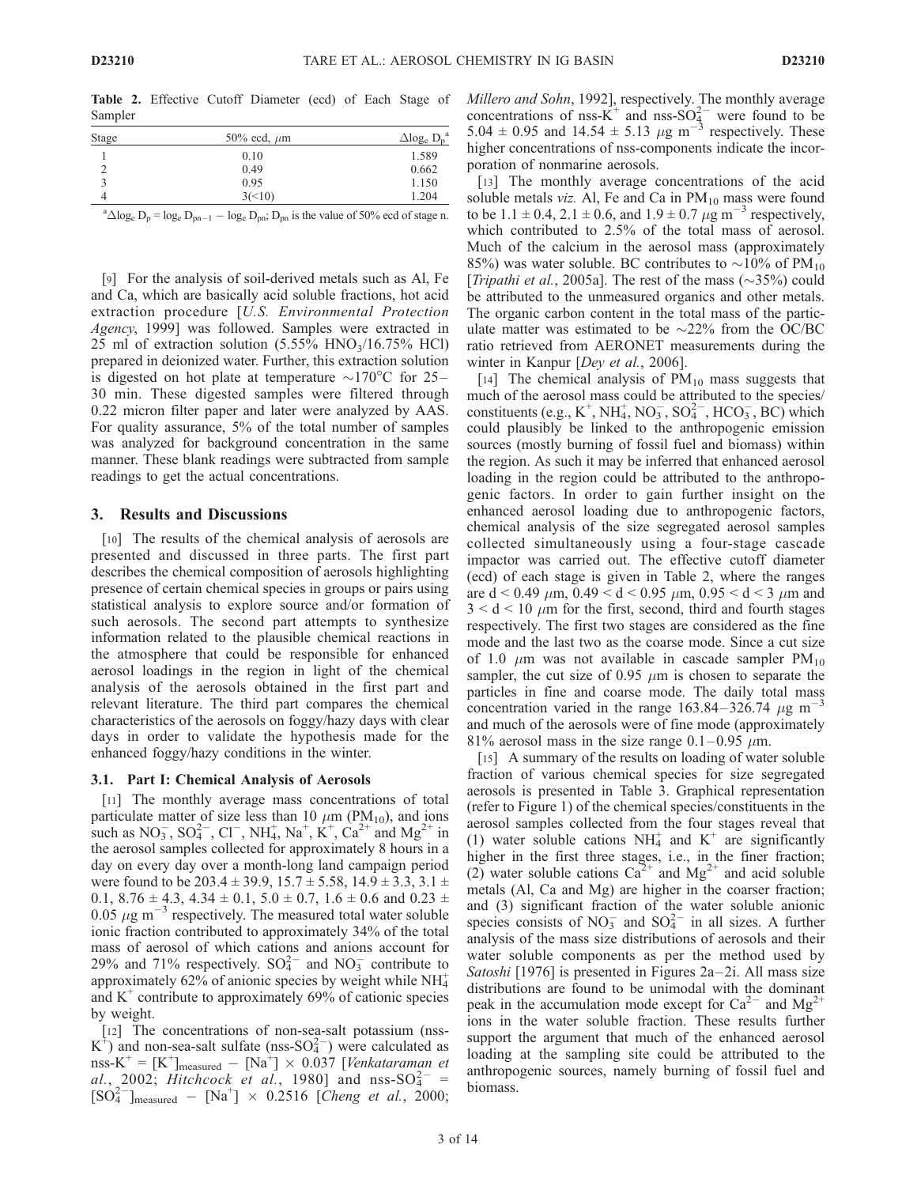**Table 2.** Effective Cutoff Diameter (ecd) of Each Stage of Sampler

| Stage | 50% ecd, $\mu$m | $\Delta \log_e D_p$[a] |
|---|---|---|
| 1 | 0.10 | 1.589 |
| 2 | 0.49 | 0.662 |
| 3 | 0.95 | 1.150 |
| 4 | 3(<10) | 1.204 |

[a]$\Delta \log_e D_p = \log_e D_{pn-1} - \log_e D_{pn}$; $D_{pn}$ is the value of 50% ecd of stage n.

[9] For the analysis of soil-derived metals such as Al, Fe and Ca, which are basically acid soluble fractions, hot acid extraction procedure [*U.S. Environmental Protection Agency*, 1999] was followed. Samples were extracted in 25 ml of extraction solution (5.55% $HNO_3$/16.75% HCl) prepared in deionized water. Further, this extraction solution is digested on hot plate at temperature ~170°C for 25–30 min. These digested samples were filtered through 0.22 micron filter paper and later were analyzed by AAS. For quality assurance, 5% of the total number of samples was analyzed for background concentration in the same manner. These blank readings were subtracted from sample readings to get the actual concentrations.

## 3. Results and Discussions

[10] The results of the chemical analysis of aerosols are presented and discussed in three parts. The first part describes the chemical composition of aerosols highlighting presence of certain chemical species in groups or pairs using statistical analysis to explore source and/or formation of such aerosols. The second part attempts to synthesize information related to the plausible chemical reactions in the atmosphere that could be responsible for enhanced aerosol loadings in the region in light of the chemical analysis of the aerosols obtained in the first part and relevant literature. The third part compares the chemical characteristics of the aerosols on foggy/hazy days with clear days in order to validate the hypothesis made for the enhanced foggy/hazy conditions in the winter.

### 3.1. Part I: Chemical Analysis of Aerosols

[11] The monthly average mass concentrations of total particulate matter of size less than 10 $\mu$m ($PM_{10}$), and ions such as $NO_3^-$, $SO_4^{2-}$, $Cl^-$, $NH_4^+$, $Na^+$, $K^+$, $Ca^{2+}$ and $Mg^{2+}$ in the aerosol samples collected for approximately 8 hours in a day on every day over a month-long land campaign period were found to be 203.4 ± 39.9, 15.7 ± 5.58, 14.9 ± 3.3, 3.1 ± 0.1, 8.76 ± 4.3, 4.34 ± 0.1, 5.0 ± 0.7, 1.6 ± 0.6 and 0.23 ± 0.05 $\mu$g $m^{-3}$ respectively. The measured total water soluble ionic fraction contributed to approximately 34% of the total mass of aerosol of which cations and anions account for 29% and 71% respectively. $SO_4^{2-}$ and $NO_3^-$ contribute to approximately 62% of anionic species by weight while $NH_4^+$ and $K^+$ contribute to approximately 69% of cationic species by weight.

[12] The concentrations of non-sea-salt potassium (nss-$K^+$) and non-sea-salt sulfate (nss-$SO_4^{2-}$) were calculated as nss-$K^+$ = $[K^+]_{measured} - [Na^+] \times 0.037$ [*Venkataraman et al.*, 2002; *Hitchcock et al.*, 1980] and nss-$SO_4^{2-}$ = $[SO_4^{2-}]_{measured} - [Na^+] \times 0.2516$ [*Cheng et al.*, 2000; *Millero and Sohn*, 1992], respectively. The monthly average concentrations of nss-$K^+$ and nss-$SO_4^{2-}$ were found to be 5.04 ± 0.95 and 14.54 ± 5.13 $\mu$g $m^{-3}$ respectively. These higher concentrations of nss-components indicate the incorporation of nonmarine aerosols.

[13] The monthly average concentrations of the acid soluble metals *viz.* Al, Fe and Ca in $PM_{10}$ mass were found to be 1.1 ± 0.4, 2.1 ± 0.6, and 1.9 ± 0.7 $\mu$g $m^{-3}$ respectively, which contributed to 2.5% of the total mass of aerosol. Much of the calcium in the aerosol mass (approximately 85%) was water soluble. BC contributes to ~10% of $PM_{10}$ [*Tripathi et al.*, 2005a]. The rest of the mass (~35%) could be attributed to the unmeasured organics and other metals. The organic carbon content in the total mass of the particulate matter was estimated to be ~22% from the OC/BC ratio retrieved from AERONET measurements during the winter in Kanpur [*Dey et al.*, 2006].

[14] The chemical analysis of $PM_{10}$ mass suggests that much of the aerosol mass could be attributed to the species/constituents (e.g., $K^+$, $NH_4^+$, $NO_3^-$, $SO_4^{2-}$, $HCO_3^-$, BC) which could plausibly be linked to the anthropogenic emission sources (mostly burning of fossil fuel and biomass) within the region. As such it may be inferred that enhanced aerosol loading in the region could be attributed to the anthropogenic factors. In order to gain further insight on the enhanced aerosol loading due to anthropogenic factors, chemical analysis of the size segregated aerosol samples collected simultaneously using a four-stage cascade impactor was carried out. The effective cutoff diameter (ecd) of each stage is given in Table 2, where the ranges are d < 0.49 $\mu$m, 0.49 < d < 0.95 $\mu$m, 0.95 < d < 3 $\mu$m and 3 < d < 10 $\mu$m for the first, second, third and fourth stages respectively. The first two stages are considered as the fine mode and the last two as the coarse mode. Since a cut size of 1.0 $\mu$m was not available in cascade sampler $PM_{10}$ sampler, the cut size of 0.95 $\mu$m is chosen to separate the particles in fine and coarse mode. The daily total mass concentration varied in the range 163.84–326.74 $\mu$g $m^{-3}$ and much of the aerosols were of fine mode (approximately 81% aerosol mass in the size range 0.1–0.95 $\mu$m.

[15] A summary of the results on loading of water soluble fraction of various chemical species for size segregated aerosols is presented in Table 3. Graphical representation (refer to Figure 1) of the chemical species/constituents in the aerosol samples collected from the four stages reveal that (1) water soluble cations $NH_4^+$ and $K^+$ are significantly higher in the first three stages, i.e., in the finer fraction; (2) water soluble cations $Ca^{2+}$ and $Mg^{2+}$ and acid soluble metals (Al, Ca and Mg) are higher in the coarser fraction; and (3) significant fraction of the water soluble anionic species consists of $NO_3^-$ and $SO_4^{2-}$ in all sizes. A further analysis of the mass size distributions of aerosols and their water soluble components as per the method used by *Satoshi* [1976] is presented in Figures 2a–2i. All mass size distributions are found to be unimodal with the dominant peak in the accumulation mode except for $Ca^{2-}$ and $Mg^{2+}$ ions in the water soluble fraction. These results further support the argument that much of the enhanced aerosol loading at the sampling site could be attributed to the anthropogenic sources, namely burning of fossil fuel and biomass.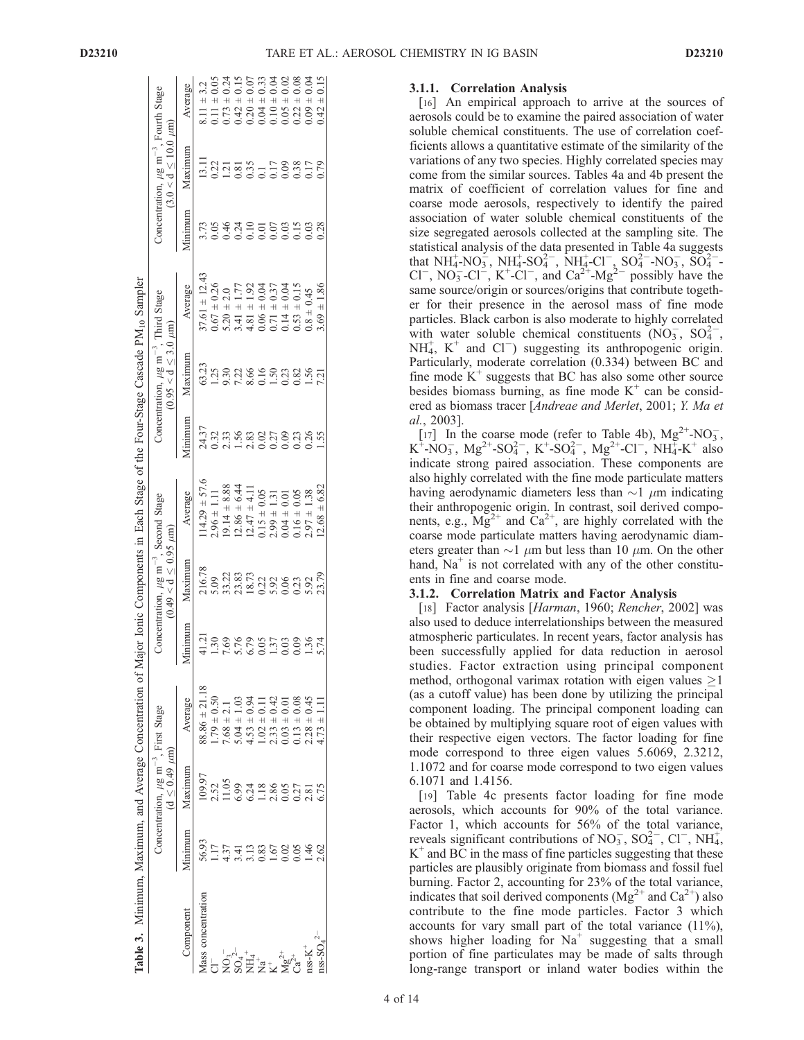**Table 3.** Minimum, Maximum, and Average Concentration of Major Ionic Components in Each Stage of the Four-Stage Cascade $PM_{10}$ Sampler

| Component | Concentration, $\mu g\ m^{-3}$, First Stage ($d \leq 0.49\ \mu m$) | | | Concentration, $\mu g\ m^{-3}$, Second Stage ($0.49 < d \leq 0.95\ \mu m$) | | | Concentration, $\mu g\ m^{-3}$, Third Stage ($0.95 < d \leq 3.0\ \mu m$) | | | Concentration, $\mu g\ m^{-3}$, Fourth Stage ($3.0 < d \leq 10.0\ \mu m$) | | |
|---|---|---|---|---|---|---|---|---|---|---|---|---|
| | Minimum | Maximum | Average | Minimum | Maximum | Average | Minimum | Maximum | Average | Minimum | Maximum | Average |
| Mass concentration | 56.93 | 109.97 | 88.86 ± 21.18 | 41.21 | 216.78 | 114.29 ± 57.6 | 24.37 | 63.23 | 37.61 ± 12.43 | 3.73 | 13.11 | 8.11 ± 3.2 |
| $Cl^-$ | 1.17 | 2.52 | 1.79 ± 0.50 | 1.30 | 5.09 | 2.96 ± 1.11 | 0.32 | 1.25 | 0.67 ± 0.26 | 0.05 | 0.22 | 0.11 ± 0.05 |
| $NO_3^-$ | 4.37 | 11.05 | 7.68 ± 2.1 | 7.69 | 33.22 | 19.14 ± 8.88 | 2.33 | 9.30 | 5.20 ± 2.0 | 0.46 | 1.21 | 0.73 ± 0.24 |
| $SO_4^{2-}$ | 3.41 | 6.99 | 5.04 ± 1.03 | 5.76 | 23.83 | 12.86 ± 6.44 | 1.56 | 7.22 | 3.41 ± 1.77 | 0.24 | 0.81 | 0.42 ± 0.15 |
| $NH_4^+$ | 3.13 | 6.24 | 4.53 ± 0.94 | 6.79 | 18.73 | 12.47 ± 4.11 | 2.83 | 8.66 | 4.81 ± 1.92 | 0.10 | 0.35 | 0.20 ± 0.07 |
| $Na^+$ | 0.83 | 1.18 | 1.02 ± 0.11 | 0.05 | 0.22 | 0.15 ± 0.05 | 0.02 | 0.16 | 0.06 ± 0.04 | 0.01 | 0.1 | 0.04 ± 0.33 |
| $K^+$ | 1.67 | 2.86 | 2.33 ± 0.42 | 1.37 | 5.92 | 2.99 ± 1.31 | 0.27 | 1.50 | 0.71 ± 0.37 | 0.07 | 0.17 | 0.10 ± 0.04 |
| $Mg^{2+}$ | 0.02 | 0.05 | 0.03 ± 0.01 | 0.03 | 0.06 | 0.04 ± 0.01 | 0.09 | 0.23 | 0.14 ± 0.04 | 0.03 | 0.09 | 0.05 ± 0.02 |
| $Ca^{2+}$ | 0.05 | 0.27 | 0.13 ± 0.08 | 0.09 | 0.23 | 0.16 ± 0.05 | 0.23 | 0.82 | 0.53 ± 0.15 | 0.15 | 0.38 | 0.22 ± 0.08 |
| nss-$K^+$ | 1.46 | 2.81 | 2.28 ± 0.45 | 1.36 | 5.92 | 2.97 ± 1.38 | 0.26 | 1.56 | 0.8 ± 0.45 | 0.03 | 0.17 | 0.09 ± 0.04 |
| nss-$SO_4^{2-}$ | 2.62 | 6.75 | 4.73 ± 1.11 | 5.74 | 23.79 | 12.68 ± 6.82 | 1.55 | 7.21 | 3.69 ± 1.86 | 0.28 | 0.79 | 0.42 ± 0.15 |

### 3.1.1. Correlation Analysis

[16] An empirical approach to arrive at the sources of aerosols could be to examine the paired association of water soluble chemical constituents. The use of correlation coefficients allows a quantitative estimate of the similarity of the variations of any two species. Highly correlated species may come from the similar sources. Tables 4a and 4b present the matrix of coefficient of correlation values for fine and coarse mode aerosols, respectively to identify the paired association of water soluble chemical constituents of the size segregated aerosols collected at the sampling site. The statistical analysis of the data presented in Table 4a suggests that $NH_4^+$-$NO_3^-$, $NH_4^+$-$SO_4^{2-}$, $NH_4^+$-$Cl^-$, $SO_4^{2-}$-$NO_3^-$, $SO_4^{2-}$-$Cl^-$, $NO_3^-$-$Cl^-$, $K^+$-$Cl^-$, and $Ca^{2+}$-$Mg^{2-}$ possibly have the same source/origin or sources/origins that contribute together for their presence in the aerosol mass of fine mode particles. Black carbon is also moderate to highly correlated with water soluble chemical constituents ($NO_3^-$, $SO_4^{2-}$, $NH_4^+$, $K^+$ and $Cl^-$) suggesting its anthropogenic origin. Particularly, moderate correlation (0.334) between BC and fine mode $K^+$ suggests that BC has also some other source besides biomass burning, as fine mode $K^+$ can be considered as biomass tracer [*Andreae and Merlet*, 2001; *Y. Ma et al.*, 2003].

[17] In the coarse mode (refer to Table 4b), $Mg^{2+}$-$NO_3^-$, $K^+$-$NO_3^-$, $Mg^{2+}$-$SO_4^{2-}$, $K^+$-$SO_4^{2-}$, $Mg^{2+}$-$Cl^-$, $NH_4^+$-$K^+$ also indicate strong paired association. These components are also highly correlated with the fine mode particulate matters having aerodynamic diameters less than $\sim$1 $\mu$m indicating their anthropogenic origin. In contrast, soil derived components, e.g., $Mg^{2+}$ and $Ca^{2+}$, are highly correlated with the coarse mode particulate matters having aerodynamic diameters greater than $\sim$1 $\mu$m but less than 10 $\mu$m. On the other hand, $Na^+$ is not correlated with any of the other constituents in fine and coarse mode.

### 3.1.2. Correlation Matrix and Factor Analysis

[18] Factor analysis [*Harman*, 1960; *Rencher*, 2002] was also used to deduce interrelationships between the measured atmospheric particulates. In recent years, factor analysis has been successfully applied for data reduction in aerosol studies. Factor extraction using principal component method, orthogonal varimax rotation with eigen values $\geq$1 (as a cutoff value) has been done by utilizing the principal component loading. The principal component loading can be obtained by multiplying square root of eigen values with their respective eigen vectors. The factor loading for fine mode correspond to three eigen values 5.6069, 2.3212, 1.1072 and for coarse mode correspond to two eigen values 6.1071 and 1.4156.

[19] Table 4c presents factor loading for fine mode aerosols, which accounts for 90% of the total variance. Factor 1, which accounts for 56% of the total variance, reveals significant contributions of $NO_3^-$, $SO_4^{2-}$, $Cl^-$, $NH_4^+$, $K^+$ and BC in the mass of fine particles suggesting that these particles are plausibly originate from biomass and fossil fuel burning. Factor 2, accounting for 23% of the total variance, indicates that soil derived components ($Mg^{2+}$ and $Ca^{2+}$) also contribute to the fine mode particles. Factor 3 which accounts for vary small part of the total variance (11%), shows higher loading for $Na^+$ suggesting that a small portion of fine particulates may be made of salts through long-range transport or inland water bodies within the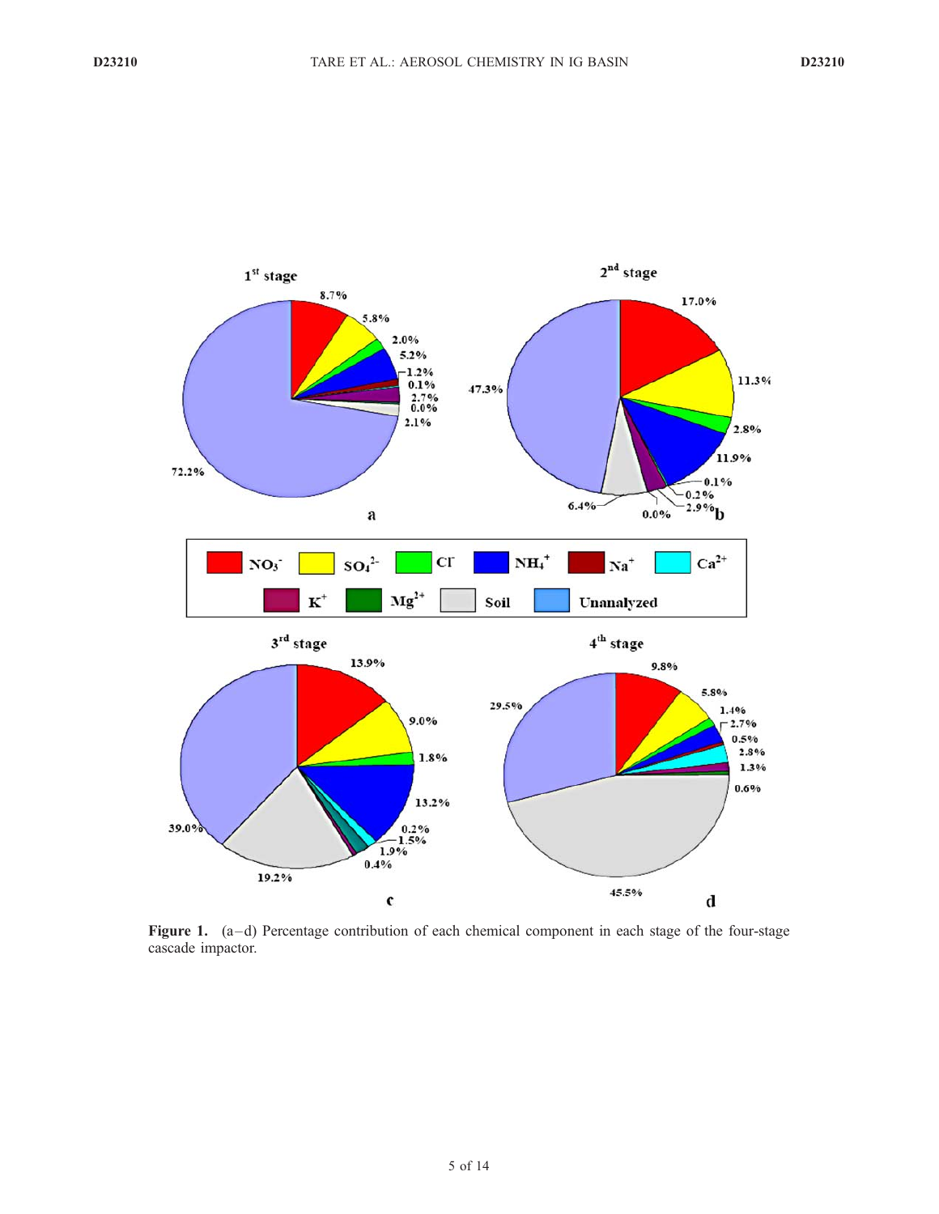**Figure 1.** (a–d) Percentage contribution of each chemical component in each stage of the four-stage cascade impactor.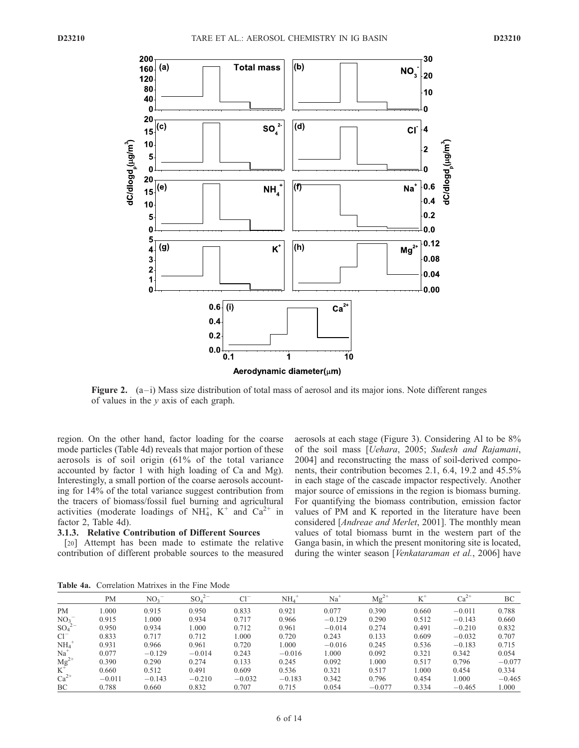**Figure 2.** (a–i) Mass size distribution of total mass of aerosol and its major ions. Note different ranges of values in the *y* axis of each graph.

region. On the other hand, factor loading for the coarse mode particles (Table 4d) reveals that major portion of these aerosols is of soil origin (61% of the total variance accounted by factor 1 with high loading of Ca and Mg). Interestingly, a small portion of the coarse aerosols accounting for 14% of the total variance suggest contribution from the tracers of biomass/fossil fuel burning and agricultural activities (moderate loadings of $NH_4^+$, $K^+$ and $Ca^{2+}$ in factor 2, Table 4d).

#### 3.1.3. Relative Contribution of Different Sources

[20] Attempt has been made to estimate the relative contribution of different probable sources to the measured aerosols at each stage (Figure 3). Considering Al to be 8% of the soil mass [*Uehara*, 2005; *Sudesh and Rajamani*, 2004] and reconstructing the mass of soil-derived components, their contribution becomes 2.1, 6.4, 19.2 and 45.5% in each stage of the cascade impactor respectively. Another major source of emissions in the region is biomass burning. For quantifying the biomass contribution, emission factor values of PM and K reported in the literature have been considered [*Andreae and Merlet*, 2001]. The monthly mean values of total biomass burnt in the western part of the Ganga basin, in which the present monitoring site is located, during the winter season [*Venkataraman et al.*, 2006] have

**Table 4a.** Correlation Matrixes in the Fine Mode

| | PM | $NO_3^-$ | $SO_4^{2-}$ | $Cl^-$ | $NH_4^+$ | $Na^+$ | $Mg^{2+}$ | $K^+$ | $Ca^{2+}$ | BC |
|---|---|---|---|---|---|---|---|---|---|---|
| PM | 1.000 | 0.915 | 0.950 | 0.833 | 0.921 | 0.077 | 0.390 | 0.660 | −0.011 | 0.788 |
| $NO_3^-$ | 0.915 | 1.000 | 0.934 | 0.717 | 0.966 | −0.129 | 0.290 | 0.512 | −0.143 | 0.660 |
| $SO_4^{2-}$ | 0.950 | 0.934 | 1.000 | 0.712 | 0.961 | −0.014 | 0.274 | 0.491 | −0.210 | 0.832 |
| $Cl^-$ | 0.833 | 0.717 | 0.712 | 1.000 | 0.720 | 0.243 | 0.133 | 0.609 | −0.032 | 0.707 |
| $NH_4^+$ | 0.931 | 0.966 | 0.961 | 0.720 | 1.000 | −0.016 | 0.245 | 0.536 | −0.183 | 0.715 |
| $Na^+$ | 0.077 | −0.129 | −0.014 | 0.243 | −0.016 | 1.000 | 0.092 | 0.321 | 0.342 | 0.054 |
| $Mg^{2+}$ | 0.390 | 0.290 | 0.274 | 0.133 | 0.245 | 0.092 | 1.000 | 0.517 | 0.796 | −0.077 |
| $K^+$ | 0.660 | 0.512 | 0.491 | 0.609 | 0.536 | 0.321 | 0.517 | 1.000 | 0.454 | 0.334 |
| $Ca^{2+}$ | −0.011 | −0.143 | −0.210 | −0.032 | −0.183 | 0.342 | 0.796 | 0.454 | 1.000 | −0.465 |
| BC | 0.788 | 0.660 | 0.832 | 0.707 | 0.715 | 0.054 | −0.077 | 0.334 | −0.465 | 1.000 |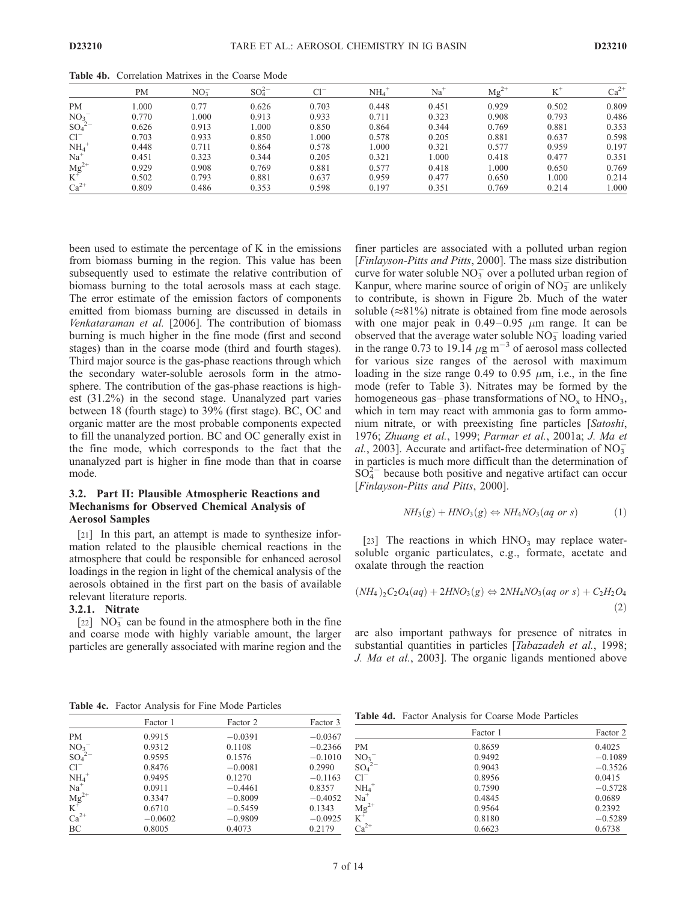**Table 4b.** Correlation Matrixes in the Coarse Mode

| | PM | $NO_3^-$ | $SO_4^{2-}$ | $Cl^-$ | $NH_4^+$ | $Na^+$ | $Mg^{2+}$ | $K^+$ | $Ca^{2+}$ |
|---|---|---|---|---|---|---|---|---|---|
| PM | 1.000 | 0.77 | 0.626 | 0.703 | 0.448 | 0.451 | 0.929 | 0.502 | 0.809 |
| $NO_3^-$ | 0.770 | 1.000 | 0.913 | 0.933 | 0.711 | 0.323 | 0.908 | 0.793 | 0.486 |
| $SO_4^{2-}$ | 0.626 | 0.913 | 1.000 | 0.850 | 0.864 | 0.344 | 0.769 | 0.881 | 0.353 |
| $Cl^-$ | 0.703 | 0.933 | 0.850 | 1.000 | 0.578 | 0.205 | 0.881 | 0.637 | 0.598 |
| $NH_4^+$ | 0.448 | 0.711 | 0.864 | 0.578 | 1.000 | 0.321 | 0.577 | 0.959 | 0.197 |
| $Na^+$ | 0.451 | 0.323 | 0.344 | 0.205 | 0.321 | 1.000 | 0.418 | 0.477 | 0.351 |
| $Mg^{2+}$ | 0.929 | 0.908 | 0.769 | 0.881 | 0.577 | 0.418 | 1.000 | 0.650 | 0.769 |
| $K^+$ | 0.502 | 0.793 | 0.881 | 0.637 | 0.959 | 0.477 | 0.650 | 1.000 | 0.214 |
| $Ca^{2+}$ | 0.809 | 0.486 | 0.353 | 0.598 | 0.197 | 0.351 | 0.769 | 0.214 | 1.000 |

been used to estimate the percentage of K in the emissions from biomass burning in the region. This value has been subsequently used to estimate the relative contribution of biomass burning to the total aerosols mass at each stage. The error estimate of the emission factors of components emitted from biomass burning are discussed in details in *Venkataraman et al.* [2006]. The contribution of biomass burning is much higher in the fine mode (first and second stages) than in the coarse mode (third and fourth stages). Third major source is the gas-phase reactions through which the secondary water-soluble aerosols form in the atmosphere. The contribution of the gas-phase reactions is highest (31.2%) in the second stage. Unanalyzed part varies between 18 (fourth stage) to 39% (first stage). BC, OC and organic matter are the most probable components expected to fill the unanalyzed portion. BC and OC generally exist in the fine mode, which corresponds to the fact that the unanalyzed part is higher in fine mode than that in coarse mode.

### 3.2. Part II: Plausible Atmospheric Reactions and Mechanisms for Observed Chemical Analysis of Aerosol Samples

[21] In this part, an attempt is made to synthesize information related to the plausible chemical reactions in the atmosphere that could be responsible for enhanced aerosol loadings in the region in light of the chemical analysis of the aerosols obtained in the first part on the basis of available relevant literature reports.

#### 3.2.1. Nitrate

[22] $NO_3^-$ can be found in the atmosphere both in the fine and coarse mode with highly variable amount, the larger particles are generally associated with marine region and the finer particles are associated with a polluted urban region [*Finlayson-Pitts and Pitts*, 2000]. The mass size distribution curve for water soluble $NO_3^-$ over a polluted urban region of Kanpur, where marine source of origin of $NO_3^-$ are unlikely to contribute, is shown in Figure 2b. Much of the water soluble (≈81%) nitrate is obtained from fine mode aerosols with one major peak in 0.49–0.95 $\mu$m range. It can be observed that the average water soluble $NO_3^-$ loading varied in the range 0.73 to 19.14 $\mu g\ m^{-3}$ of aerosol mass collected for various size ranges of the aerosol with maximum loading in the size range 0.49 to 0.95 $\mu$m, i.e., in the fine mode (refer to Table 3). Nitrates may be formed by the homogeneous gas–phase transformations of $NO_x$ to $HNO_3$, which in tern may react with ammonia gas to form ammonium nitrate, or with preexisting fine particles [*Satoshi*, 1976; *Zhuang et al.*, 1999; *Parmar et al.*, 2001a; *J. Ma et al.*, 2003]. Accurate and artifact-free determination of $NO_3^-$ in particles is much more difficult than the determination of $SO_4^{2-}$ because both positive and negative artifact can occur [*Finlayson-Pitts and Pitts*, 2000].

$$NH_3(g) + HNO_3(g) \Leftrightarrow NH_4NO_3(aq\ or\ s) \qquad (1)$$

[23] The reactions in which $HNO_3$ may replace water-soluble organic particulates, e.g., formate, acetate and oxalate through the reaction

$$(NH_4)_2C_2O_4(aq) + 2HNO_3(g) \Leftrightarrow 2NH_4NO_3(aq\ or\ s) + C_2H_2O_4 \qquad (2)$$

are also important pathways for presence of nitrates in substantial quantities in particles [*Tabazadeh et al.*, 1998; *J. Ma et al.*, 2003]. The organic ligands mentioned above

**Table 4c.** Factor Analysis for Fine Mode Particles

| | Factor 1 | Factor 2 | Factor 3 |
|---|---|---|---|
| PM | 0.9915 | −0.0391 | −0.0367 |
| $NO_3^-$ | 0.9312 | 0.1108 | −0.2366 |
| $SO_4^{2-}$ | 0.9595 | 0.1576 | −0.1010 |
| $Cl^-$ | 0.8476 | −0.0081 | 0.2990 |
| $NH_4^+$ | 0.9495 | 0.1270 | −0.1163 |
| $Na^+$ | 0.0911 | −0.4461 | 0.8357 |
| $Mg^{2+}$ | 0.3347 | −0.8009 | −0.4052 |
| $K^+$ | 0.6710 | −0.5459 | 0.1343 |
| $Ca^{2+}$ | −0.0602 | −0.9809 | −0.0925 |
| BC | 0.8005 | 0.4073 | 0.2179 |

**Table 4d.** Factor Analysis for Coarse Mode Particles

| | Factor 1 | Factor 2 |
|---|---|---|
| PM | 0.8659 | 0.4025 |
| $NO_3^-$ | 0.9492 | −0.1089 |
| $SO_4^{2-}$ | 0.9043 | −0.3526 |
| $Cl^-$ | 0.8956 | 0.0415 |
| $NH_4^+$ | 0.7590 | −0.5728 |
| $Na^+$ | 0.4845 | 0.0689 |
| $Mg^{2+}$ | 0.9564 | 0.2392 |
| $K^+$ | 0.8180 | −0.5289 |
| $Ca^{2+}$ | 0.6623 | 0.6738 |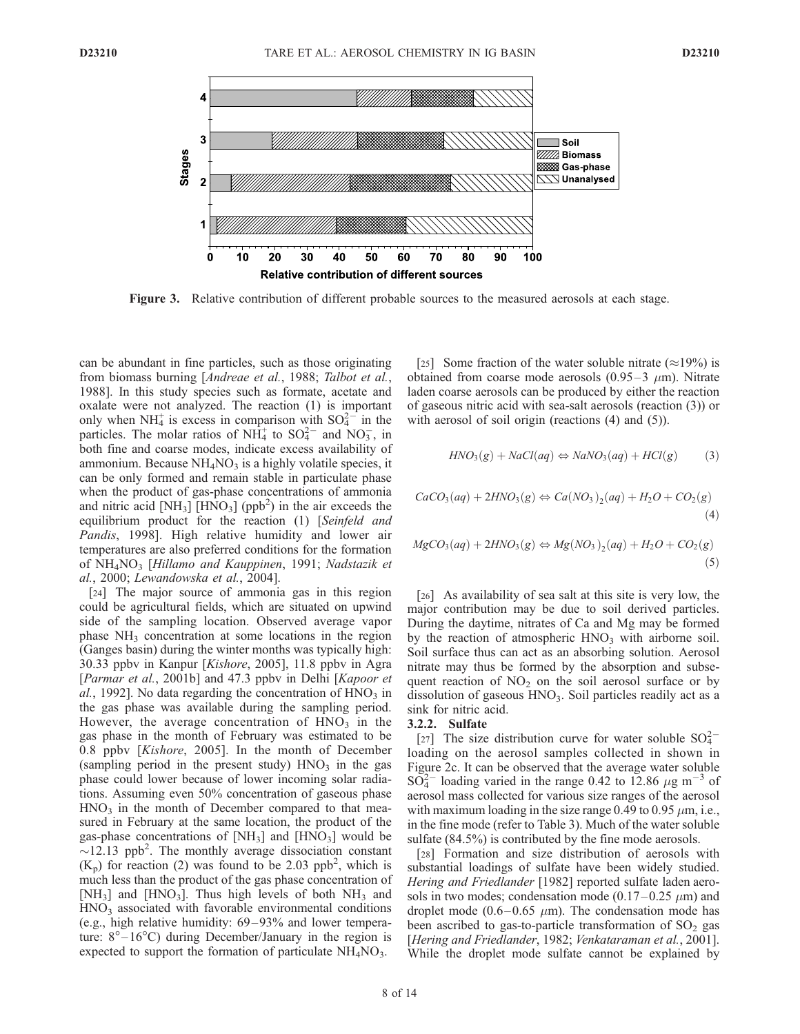Figure 3. Relative contribution of different probable sources to the measured aerosols at each stage.

can be abundant in fine particles, such as those originating from biomass burning [*Andreae et al.*, 1988; *Talbot et al.*, 1988]. In this study species such as formate, acetate and oxalate were not analyzed. The reaction (1) is important only when $NH_4^+$ is excess in comparison with $SO_4^{2-}$ in the particles. The molar ratios of $NH_4^+$ to $SO_4^{2-}$ and $NO_3^-$, in both fine and coarse modes, indicate excess availability of ammonium. Because $NH_4NO_3$ is a highly volatile species, it can be only formed and remain stable in particulate phase when the product of gas-phase concentrations of ammonia and nitric acid $[NH_3]$ $[HNO_3]$ ($ppb^2$) in the air exceeds the equilibrium product for the reaction (1) [*Seinfeld and Pandis*, 1998]. High relative humidity and lower air temperatures are also preferred conditions for the formation of $NH_4NO_3$ [*Hillamo and Kauppinen*, 1991; *Nadstazik et al.*, 2000; *Lewandowska et al.*, 2004].

[24] The major source of ammonia gas in this region could be agricultural fields, which are situated on upwind side of the sampling location. Observed average vapor phase $NH_3$ concentration at some locations in the region (Ganges basin) during the winter months was typically high: 30.33 ppbv in Kanpur [*Kishore*, 2005], 11.8 ppbv in Agra [*Parmar et al.*, 2001b] and 47.3 ppbv in Delhi [*Kapoor et al.*, 1992]. No data regarding the concentration of $HNO_3$ in the gas phase was available during the sampling period. However, the average concentration of $HNO_3$ in the gas phase in the month of February was estimated to be 0.8 ppbv [*Kishore*, 2005]. In the month of December (sampling period in the present study) $HNO_3$ in the gas phase could lower because of lower incoming solar radiations. Assuming even 50% concentration of gaseous phase $HNO_3$ in the month of December compared to that measured in February at the same location, the product of the gas-phase concentrations of $[NH_3]$ and $[HNO_3]$ would be $\sim$12.13 $ppb^2$. The monthly average dissociation constant ($K_p$) for reaction (2) was found to be 2.03 $ppb^2$, which is much less than the product of the gas phase concentration of $[NH_3]$ and $[HNO_3]$. Thus high levels of both $NH_3$ and $HNO_3$ associated with favorable environmental conditions (e.g., high relative humidity: 69–93% and lower temperature: $8°$–$16°C$) during December/January in the region is expected to support the formation of particulate $NH_4NO_3$.

[25] Some fraction of the water soluble nitrate ($\approx$19%) is obtained from coarse mode aerosols (0.95–3 $\mu$m). Nitrate laden coarse aerosols can be produced by either the reaction of gaseous nitric acid with sea-salt aerosols (reaction (3)) or with aerosol of soil origin (reactions (4) and (5)).

$$HNO_3(g) + NaCl(aq) \Leftrightarrow NaNO_3(aq) + HCl(g) \quad (3)$$

$$CaCO_3(aq) + 2HNO_3(g) \Leftrightarrow Ca(NO_3)_2(aq) + H_2O + CO_2(g) \quad (4)$$

$$MgCO_3(aq) + 2HNO_3(g) \Leftrightarrow Mg(NO_3)_2(aq) + H_2O + CO_2(g) \quad (5)$$

[26] As availability of sea salt at this site is very low, the major contribution may be due to soil derived particles. During the daytime, nitrates of Ca and Mg may be formed by the reaction of atmospheric $HNO_3$ with airborne soil. Soil surface thus can act as an absorbing solution. Aerosol nitrate may thus be formed by the absorption and subsequent reaction of $NO_2$ on the soil aerosol surface or by dissolution of gaseous $HNO_3$. Soil particles readily act as a sink for nitric acid.

#### 3.2.2. Sulfate

[27] The size distribution curve for water soluble $SO_4^{2-}$ loading on the aerosol samples collected in shown in Figure 2c. It can be observed that the average water soluble $SO_4^{2-}$ loading varied in the range 0.42 to 12.86 $\mu g\ m^{-3}$ of aerosol mass collected for various size ranges of the aerosol with maximum loading in the size range 0.49 to 0.95 $\mu$m, i.e., in the fine mode (refer to Table 3). Much of the water soluble sulfate (84.5%) is contributed by the fine mode aerosols.

[28] Formation and size distribution of aerosols with substantial loadings of sulfate have been widely studied. *Hering and Friedlander* [1982] reported sulfate laden aerosols in two modes; condensation mode (0.17–0.25 $\mu$m) and droplet mode (0.6–0.65 $\mu$m). The condensation mode has been ascribed to gas-to-particle transformation of $SO_2$ gas [*Hering and Friedlander*, 1982; *Venkataraman et al.*, 2001]. While the droplet mode sulfate cannot be explained by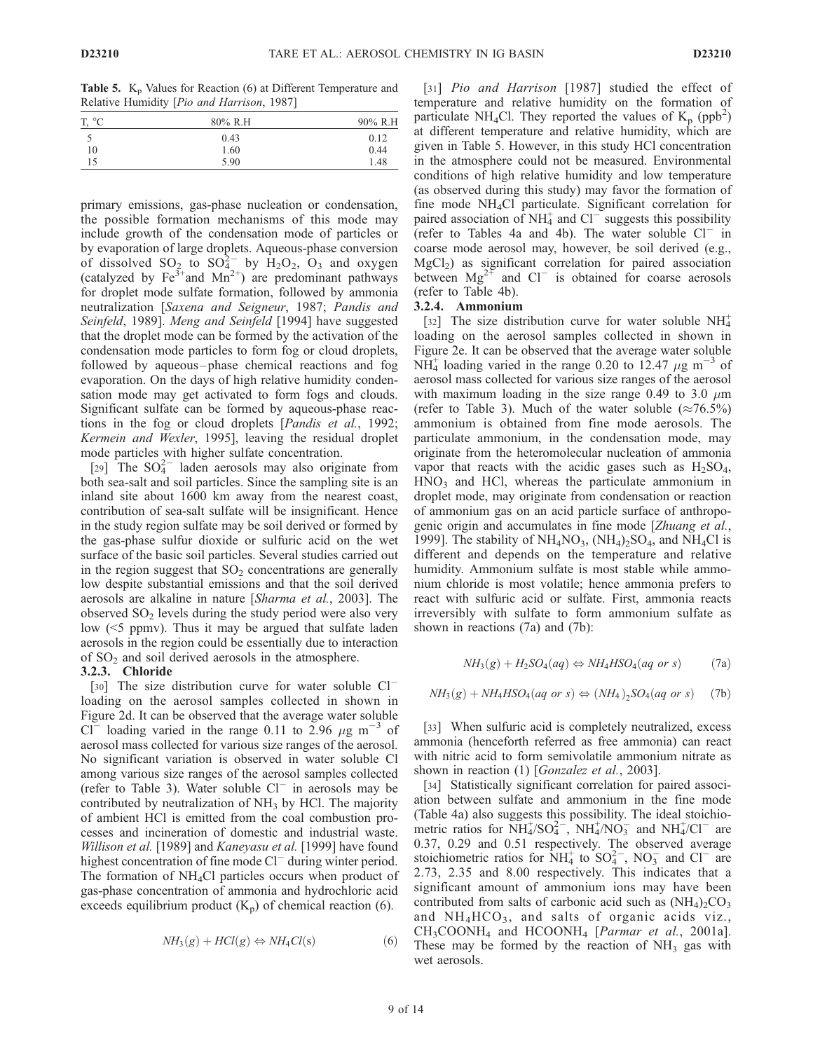**Table 5.** $K_p$ Values for Reaction (6) at Different Temperature and Relative Humidity [*Pio and Harrison*, 1987]

| T, °C | 80% R.H | 90% R.H |
|---|---|---|
| 5 | 0.43 | 0.12 |
| 10 | 1.60 | 0.44 |
| 15 | 5.90 | 1.48 |

primary emissions, gas-phase nucleation or condensation, the possible formation mechanisms of this mode may include growth of the condensation mode of particles or by evaporation of large droplets. Aqueous-phase conversion of dissolved $SO_2$ to $SO_4^{2-}$ by $H_2O_2$, $O_3$ and oxygen (catalyzed by $Fe^{3+}$and $Mn^{2+}$) are predominant pathways for droplet mode sulfate formation, followed by ammonia neutralization [*Saxena and Seigneur*, 1987; *Pandis and Seinfeld*, 1989]. *Meng and Seinfeld* [1994] have suggested that the droplet mode can be formed by the activation of the condensation mode particles to form fog or cloud droplets, followed by aqueous–phase chemical reactions and fog evaporation. On the days of high relative humidity condensation mode may get activated to form fogs and clouds. Significant sulfate can be formed by aqueous-phase reactions in the fog or cloud droplets [*Pandis et al.*, 1992; *Kermein and Wexler*, 1995], leaving the residual droplet mode particles with higher sulfate concentration.

[29] The $SO_4^{2-}$ laden aerosols may also originate from both sea-salt and soil particles. Since the sampling site is an inland site about 1600 km away from the nearest coast, contribution of sea-salt sulfate will be insignificant. Hence in the study region sulfate may be soil derived or formed by the gas-phase sulfur dioxide or sulfuric acid on the wet surface of the basic soil particles. Several studies carried out in the region suggest that $SO_2$ concentrations are generally low despite substantial emissions and that the soil derived aerosols are alkaline in nature [*Sharma et al.*, 2003]. The observed $SO_2$ levels during the study period were also very low (<5 ppmv). Thus it may be argued that sulfate laden aerosols in the region could be essentially due to interaction of $SO_2$ and soil derived aerosols in the atmosphere.

### 3.2.3. Chloride

[30] The size distribution curve for water soluble $Cl^-$ loading on the aerosol samples collected in shown in Figure 2d. It can be observed that the average water soluble $Cl^-$ loading varied in the range 0.11 to 2.96 $\mu g\ m^{-3}$ of aerosol mass collected for various size ranges of the aerosol. No significant variation is observed in water soluble Cl among various size ranges of the aerosol samples collected (refer to Table 3). Water soluble $Cl^-$ in aerosols may be contributed by neutralization of $NH_3$ by HCl. The majority of ambient HCl is emitted from the coal combustion processes and incineration of domestic and industrial waste. *Willison et al.* [1989] and *Kaneyasu et al.* [1999] have found highest concentration of fine mode $Cl^-$ during winter period. The formation of $NH_4Cl$ particles occurs when product of gas-phase concentration of ammonia and hydrochloric acid exceeds equilibrium product ($K_p$) of chemical reaction (6).

$$NH_3(g) + HCl(g) \Leftrightarrow NH_4Cl(s) \tag{6}$$

[31] *Pio and Harrison* [1987] studied the effect of temperature and relative humidity on the formation of particulate $NH_4Cl$. They reported the values of $K_p$ ($ppb^2$) at different temperature and relative humidity, which are given in Table 5. However, in this study HCl concentration in the atmosphere could not be measured. Environmental conditions of high relative humidity and low temperature (as observed during this study) may favor the formation of fine mode $NH_4Cl$ particulate. Significant correlation for paired association of $NH_4^+$ and $Cl^-$ suggests this possibility (refer to Tables 4a and 4b). The water soluble $Cl^-$ in coarse mode aerosol may, however, be soil derived (e.g., $MgCl_2$) as significant correlation for paired association between $Mg^{2+}$ and $Cl^-$ is obtained for coarse aerosols (refer to Table 4b).

### 3.2.4. Ammonium

[32] The size distribution curve for water soluble $NH_4^+$ loading on the aerosol samples collected in shown in Figure 2e. It can be observed that the average water soluble $NH_4^+$ loading varied in the range 0.20 to 12.47 $\mu g\ m^{-3}$ of aerosol mass collected for various size ranges of the aerosol with maximum loading in the size range 0.49 to 3.0 $\mu m$ (refer to Table 3). Much of the water soluble (≈76.5%) ammonium is obtained from fine mode aerosols. The particulate ammonium, in the condensation mode, may originate from the heteromolecular nucleation of ammonia vapor that reacts with the acidic gases such as $H_2SO_4$, $HNO_3$ and HCl, whereas the particulate ammonium in droplet mode, may originate from condensation or reaction of ammonium gas on an acid particle surface of anthropogenic origin and accumulates in fine mode [*Zhuang et al.*, 1999]. The stability of $NH_4NO_3$, $(NH_4)_2SO_4$, and $NH_4Cl$ is different and depends on the temperature and relative humidity. Ammonium sulfate is most stable while ammonium chloride is most volatile; hence ammonia prefers to react with sulfuric acid or sulfate. First, ammonia reacts irreversibly with sulfate to form ammonium sulfate as shown in reactions (7a) and (7b):

$$NH_3(g) + H_2SO_4(aq) \Leftrightarrow NH_4HSO_4(aq\ or\ s) \tag{7a}$$

$$NH_3(g) + NH_4HSO_4(aq\ or\ s) \Leftrightarrow (NH_4)_2SO_4(aq\ or\ s) \tag{7b}$$

[33] When sulfuric acid is completely neutralized, excess ammonia (henceforth referred as free ammonia) can react with nitric acid to form semivolatile ammonium nitrate as shown in reaction (1) [*Gonzalez et al.*, 2003].

[34] Statistically significant correlation for paired association between sulfate and ammonium in the fine mode (Table 4a) also suggests this possibility. The ideal stoichiometric ratios for $NH_4^+/SO_4^{2-}$, $NH_4^+/NO_3^-$ and $NH_4^+/Cl^-$ are 0.37, 0.29 and 0.51 respectively. The observed average stoichiometric ratios for $NH_4^+$ to $SO_4^{2-}$, $NO_3^-$ and $Cl^-$ are 2.73, 2.35 and 8.00 respectively. This indicates that a significant amount of ammonium ions may have been contributed from salts of carbonic acid such as $(NH_4)_2CO_3$ and $NH_4HCO_3$, and salts of organic acids viz., $CH_3COONH_4$ and $HCOONH_4$ [*Parmar et al.*, 2001a]. These may be formed by the reaction of $NH_3$ gas with wet aerosols.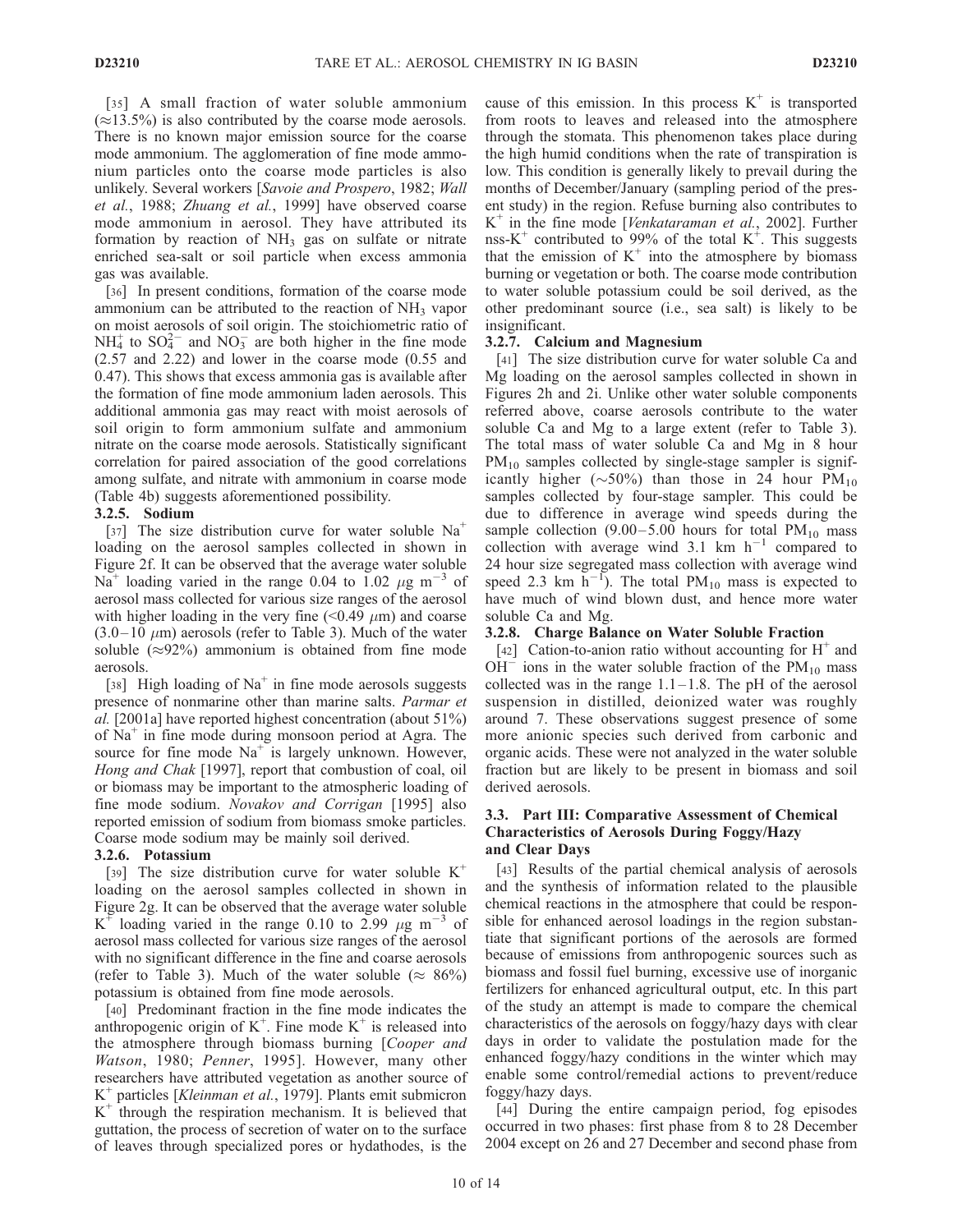[35] A small fraction of water soluble ammonium (≈13.5%) is also contributed by the coarse mode aerosols. There is no known major emission source for the coarse mode ammonium. The agglomeration of fine mode ammonium particles onto the coarse mode particles is also unlikely. Several workers [*Savoie and Prospero*, 1982; *Wall et al.*, 1988; *Zhuang et al.*, 1999] have observed coarse mode ammonium in aerosol. They have attributed its formation by reaction of $NH_3$ gas on sulfate or nitrate enriched sea-salt or soil particle when excess ammonia gas was available.

[36] In present conditions, formation of the coarse mode ammonium can be attributed to the reaction of $NH_3$ vapor on moist aerosols of soil origin. The stoichiometric ratio of $NH_4^+$ to $SO_4^{2-}$ and $NO_3^-$ are both higher in the fine mode (2.57 and 2.22) and lower in the coarse mode (0.55 and 0.47). This shows that excess ammonia gas is available after the formation of fine mode ammonium laden aerosols. This additional ammonia gas may react with moist aerosols of soil origin to form ammonium sulfate and ammonium nitrate on the coarse mode aerosols. Statistically significant correlation for paired association of the good correlations among sulfate, and nitrate with ammonium in coarse mode (Table 4b) suggests aforementioned possibility.

#### 3.2.5. Sodium

[37] The size distribution curve for water soluble $Na^+$ loading on the aerosol samples collected in shown in Figure 2f. It can be observed that the average water soluble $Na^+$ loading varied in the range 0.04 to 1.02 $\mu g\ m^{-3}$ of aerosol mass collected for various size ranges of the aerosol with higher loading in the very fine (<0.49 $\mu$m) and coarse (3.0–10 $\mu$m) aerosols (refer to Table 3). Much of the water soluble (≈92%) ammonium is obtained from fine mode aerosols.

[38] High loading of $Na^+$ in fine mode aerosols suggests presence of nonmarine other than marine salts. *Parmar et al.* [2001a] have reported highest concentration (about 51%) of $Na^+$ in fine mode during monsoon period at Agra. The source for fine mode $Na^+$ is largely unknown. However, *Hong and Chak* [1997], report that combustion of coal, oil or biomass may be important to the atmospheric loading of fine mode sodium. *Novakov and Corrigan* [1995] also reported emission of sodium from biomass smoke particles. Coarse mode sodium may be mainly soil derived.

#### 3.2.6. Potassium

[39] The size distribution curve for water soluble $K^+$ loading on the aerosol samples collected in shown in Figure 2g. It can be observed that the average water soluble $K^+$ loading varied in the range 0.10 to 2.99 $\mu g\ m^{-3}$ of aerosol mass collected for various size ranges of the aerosol with no significant difference in the fine and coarse aerosols (refer to Table 3). Much of the water soluble (≈ 86%) potassium is obtained from fine mode aerosols.

[40] Predominant fraction in the fine mode indicates the anthropogenic origin of $K^+$. Fine mode $K^+$ is released into the atmosphere through biomass burning [*Cooper and Watson*, 1980; *Penner*, 1995]. However, many other researchers have attributed vegetation as another source of $K^+$ particles [*Kleinman et al.*, 1979]. Plants emit submicron $K^+$ through the respiration mechanism. It is believed that guttation, the process of secretion of water on to the surface of leaves through specialized pores or hydathodes, is the cause of this emission. In this process $K^+$ is transported from roots to leaves and released into the atmosphere through the stomata. This phenomenon takes place during the high humid conditions when the rate of transpiration is low. This condition is generally likely to prevail during the months of December/January (sampling period of the present study) in the region. Refuse burning also contributes to $K^+$ in the fine mode [*Venkataraman et al.*, 2002]. Further nss-$K^+$ contributed to 99% of the total $K^+$. This suggests that the emission of $K^+$ into the atmosphere by biomass burning or vegetation or both. The coarse mode contribution to water soluble potassium could be soil derived, as the other predominant source (i.e., sea salt) is likely to be insignificant.

#### 3.2.7. Calcium and Magnesium

[41] The size distribution curve for water soluble Ca and Mg loading on the aerosol samples collected in shown in Figures 2h and 2i. Unlike other water soluble components referred above, coarse aerosols contribute to the water soluble Ca and Mg to a large extent (refer to Table 3). The total mass of water soluble Ca and Mg in 8 hour $PM_{10}$ samples collected by single-stage sampler is significantly higher (~50%) than those in 24 hour $PM_{10}$ samples collected by four-stage sampler. This could be due to difference in average wind speeds during the sample collection (9.00–5.00 hours for total $PM_{10}$ mass collection with average wind 3.1 km $h^{-1}$ compared to 24 hour size segregated mass collection with average wind speed 2.3 km $h^{-1}$). The total $PM_{10}$ mass is expected to have much of wind blown dust, and hence more water soluble Ca and Mg.

#### 3.2.8. Charge Balance on Water Soluble Fraction

[42] Cation-to-anion ratio without accounting for $H^+$ and $OH^-$ ions in the water soluble fraction of the $PM_{10}$ mass collected was in the range 1.1–1.8. The pH of the aerosol suspension in distilled, deionized water was roughly around 7. These observations suggest presence of some more anionic species such derived from carbonic and organic acids. These were not analyzed in the water soluble fraction but are likely to be present in biomass and soil derived aerosols.

### 3.3. Part III: Comparative Assessment of Chemical Characteristics of Aerosols During Foggy/Hazy and Clear Days

[43] Results of the partial chemical analysis of aerosols and the synthesis of information related to the plausible chemical reactions in the atmosphere that could be responsible for enhanced aerosol loadings in the region substantiate that significant portions of the aerosols are formed because of emissions from anthropogenic sources such as biomass and fossil fuel burning, excessive use of inorganic fertilizers for enhanced agricultural output, etc. In this part of the study an attempt is made to compare the chemical characteristics of the aerosols on foggy/hazy days with clear days in order to validate the postulation made for the enhanced foggy/hazy conditions in the winter which may enable some control/remedial actions to prevent/reduce foggy/hazy days.

[44] During the entire campaign period, fog episodes occurred in two phases: first phase from 8 to 28 December 2004 except on 26 and 27 December and second phase from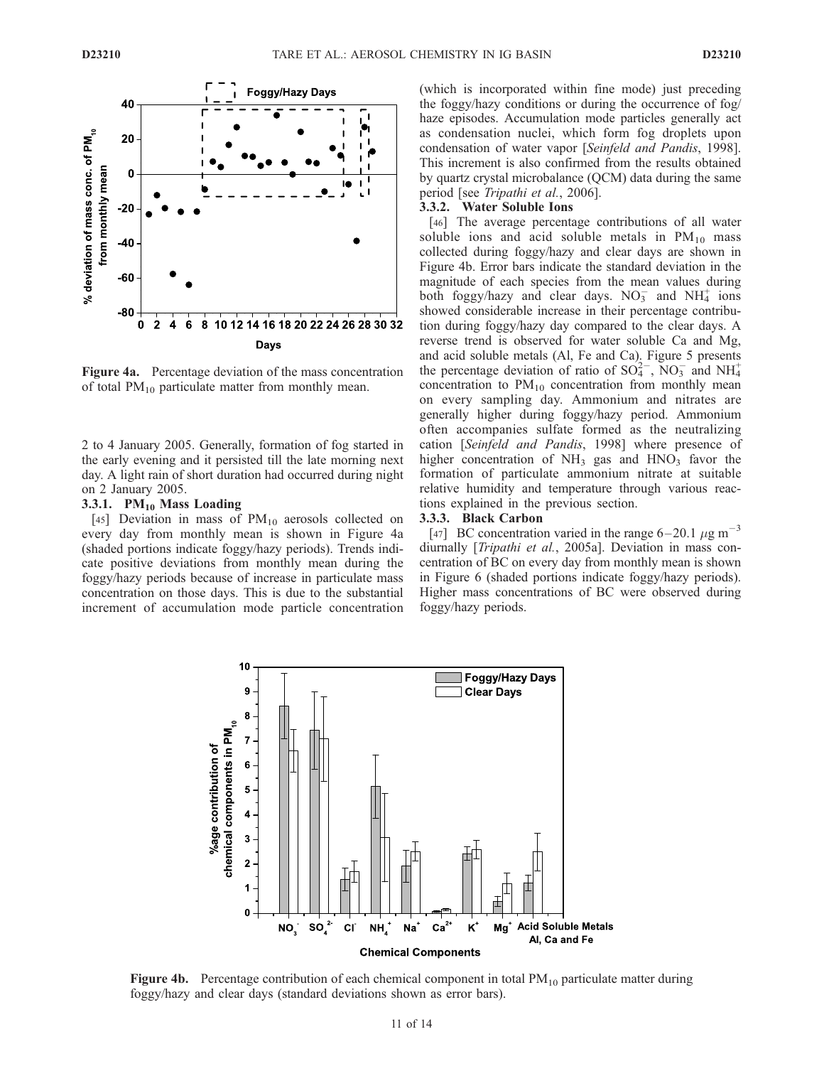Figure 4a. Percentage deviation of the mass concentration of total $PM_{10}$ particulate matter from monthly mean.

2 to 4 January 2005. Generally, formation of fog started in the early evening and it persisted till the late morning next day. A light rain of short duration had occurred during night on 2 January 2005.

### 3.3.1. $PM_{10}$ Mass Loading

[45] Deviation in mass of $PM_{10}$ aerosols collected on every day from monthly mean is shown in Figure 4a (shaded portions indicate foggy/hazy periods). Trends indicate positive deviations from monthly mean during the foggy/hazy periods because of increase in particulate mass concentration on those days. This is due to the substantial increment of accumulation mode particle concentration (which is incorporated within fine mode) just preceding the foggy/hazy conditions or during the occurrence of fog/haze episodes. Accumulation mode particles generally act as condensation nuclei, which form fog droplets upon condensation of water vapor [*Seinfeld and Pandis*, 1998]. This increment is also confirmed from the results obtained by quartz crystal microbalance (QCM) data during the same period [see *Tripathi et al.*, 2006].

### 3.3.2. Water Soluble Ions

[46] The average percentage contributions of all water soluble ions and acid soluble metals in $PM_{10}$ mass collected during foggy/hazy and clear days are shown in Figure 4b. Error bars indicate the standard deviation in the magnitude of each species from the mean values during both foggy/hazy and clear days. $NO_3^-$ and $NH_4^+$ ions showed considerable increase in their percentage contribution during foggy/hazy day compared to the clear days. A reverse trend is observed for water soluble Ca and Mg, and acid soluble metals (Al, Fe and Ca). Figure 5 presents the percentage deviation of ratio of $SO_4^{2-}$, $NO_3^-$ and $NH_4^+$ concentration to $PM_{10}$ concentration from monthly mean on every sampling day. Ammonium and nitrates are generally higher during foggy/hazy period. Ammonium often accompanies sulfate formed as the neutralizing cation [*Seinfeld and Pandis*, 1998] where presence of higher concentration of $NH_3$ gas and $HNO_3$ favor the formation of particulate ammonium nitrate at suitable relative humidity and temperature through various reactions explained in the previous section.

### 3.3.3. Black Carbon

[47] BC concentration varied in the range 6–20.1 $\mu g\ m^{-3}$ diurnally [*Tripathi et al.*, 2005a]. Deviation in mass concentration of BC on every day from monthly mean is shown in Figure 6 (shaded portions indicate foggy/hazy periods). Higher mass concentrations of BC were observed during foggy/hazy periods.

Figure 4b. Percentage contribution of each chemical component in total $PM_{10}$ particulate matter during foggy/hazy and clear days (standard deviations shown as error bars).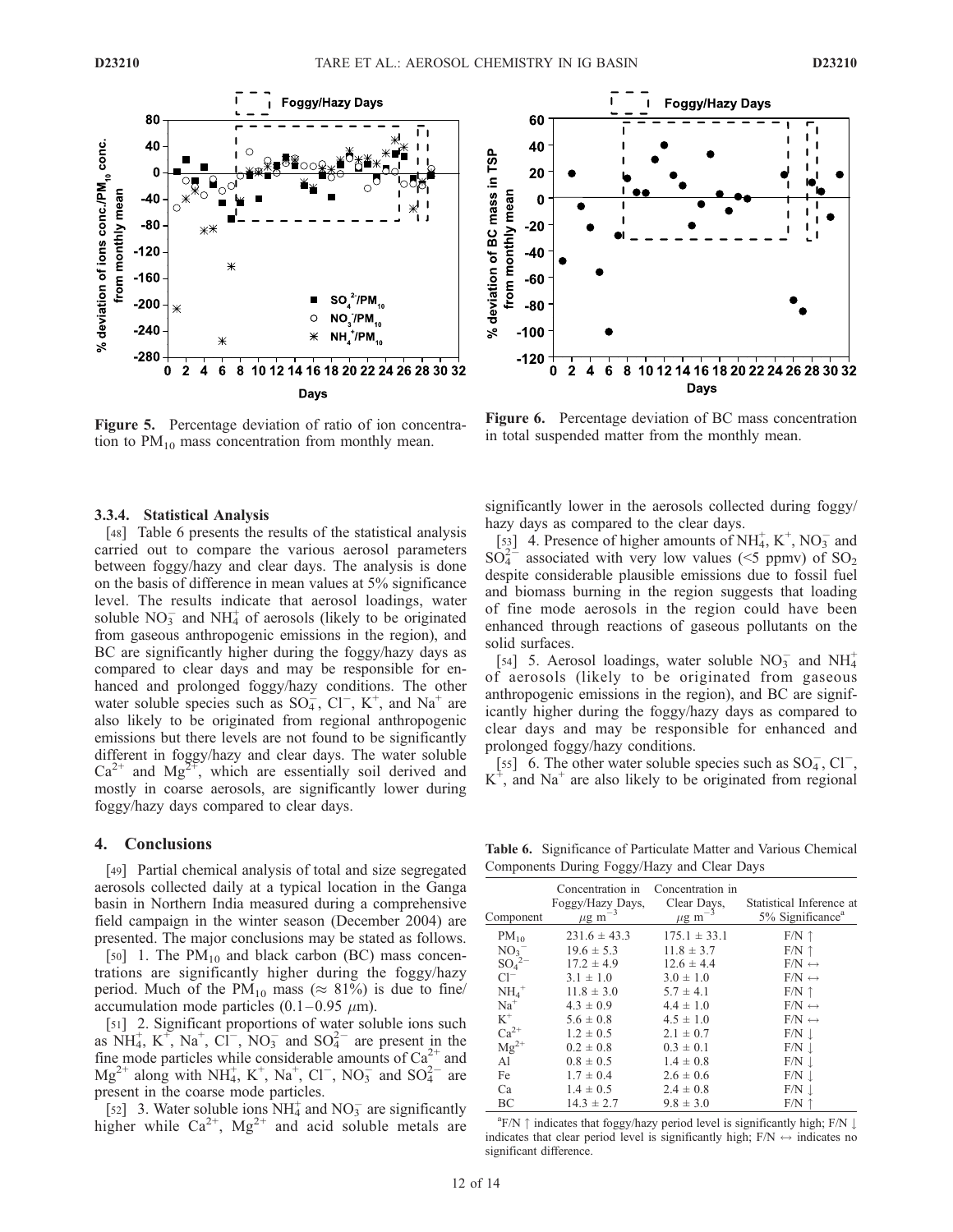Figure 5. Percentage deviation of ratio of ion concentration to $PM_{10}$ mass concentration from monthly mean.

Figure 6. Percentage deviation of BC mass concentration in total suspended matter from the monthly mean.

#### 3.3.4. Statistical Analysis

[48] Table 6 presents the results of the statistical analysis carried out to compare the various aerosol parameters between foggy/hazy and clear days. The analysis is done on the basis of difference in mean values at 5% significance level. The results indicate that aerosol loadings, water soluble $NO_3^-$ and $NH_4^+$ of aerosols (likely to be originated from gaseous anthropogenic emissions in the region), and BC are significantly higher during the foggy/hazy days as compared to clear days and may be responsible for enhanced and prolonged foggy/hazy conditions. The other water soluble species such as $SO_4^-$, $Cl^-$, $K^+$, and $Na^+$ are also likely to be originated from regional anthropogenic emissions but there levels are not found to be significantly different in foggy/hazy and clear days. The water soluble $Ca^{2+}$ and $Mg^{2+}$, which are essentially soil derived and mostly in coarse aerosols, are significantly lower during foggy/hazy days compared to clear days.

## 4. Conclusions

[49] Partial chemical analysis of total and size segregated aerosols collected daily at a typical location in the Ganga basin in Northern India measured during a comprehensive field campaign in the winter season (December 2004) are presented. The major conclusions may be stated as follows.

[50] 1. The $PM_{10}$ and black carbon (BC) mass concentrations are significantly higher during the foggy/hazy period. Much of the $PM_{10}$ mass ($\approx$ 81%) is due to fine/accumulation mode particles (0.1–0.95 $\mu$m).

[51] 2. Significant proportions of water soluble ions such as $NH_4^+$, $K^+$, $Na^+$, $Cl^-$, $NO_3^-$ and $SO_4^{2-}$ are present in the fine mode particles while considerable amounts of $Ca^{2+}$ and $Mg^{2+}$ along with $NH_4^+$, $K^+$, $Na^+$, $Cl^-$, $NO_3^-$ and $SO_4^{2-}$ are present in the coarse mode particles.

[52] 3. Water soluble ions $NH_4^+$ and $NO_3^-$ are significantly higher while $Ca^{2+}$, $Mg^{2+}$ and acid soluble metals are significantly lower in the aerosols collected during foggy/hazy days as compared to the clear days.

[53] 4. Presence of higher amounts of $NH_4^+$, $K^+$, $NO_3^-$ and $SO_4^{2-}$ associated with very low values (<5 ppmv) of $SO_2$ despite considerable plausible emissions due to fossil fuel and biomass burning in the region suggests that loading of fine mode aerosols in the region could have been enhanced through reactions of gaseous pollutants on the solid surfaces.

[54] 5. Aerosol loadings, water soluble $NO_3^-$ and $NH_4^+$ of aerosols (likely to be originated from gaseous anthropogenic emissions in the region), and BC are significantly higher during the foggy/hazy days as compared to clear days and may be responsible for enhanced and prolonged foggy/hazy conditions.

[55] 6. The other water soluble species such as $SO_4^-$, $Cl^-$, $K^+$, and $Na^+$ are also likely to be originated from regional

**Table 6.** Significance of Particulate Matter and Various Chemical Components During Foggy/Hazy and Clear Days

| Component | Concentration in Foggy/Hazy Days, $\mu g\ m^{-3}$ | Concentration in Clear Days, $\mu g\ m^{-3}$ | Statistical Inference at 5% Significance[a] |
|---|---|---|---|
| $PM_{10}$ | 231.6 ± 43.3 | 175.1 ± 33.1 | F/N ↑ |
| $NO_3^-$ | 19.6 ± 5.3 | 11.8 ± 3.7 | F/N ↑ |
| $SO_4^{2-}$ | 17.2 ± 4.9 | 12.6 ± 4.4 | F/N ↔ |
| $Cl^-$ | 3.1 ± 1.0 | 3.0 ± 1.0 | F/N ↔ |
| $NH_4^+$ | 11.8 ± 3.0 | 5.7 ± 4.1 | F/N ↑ |
| $Na^+$ | 4.3 ± 0.9 | 4.4 ± 1.0 | F/N ↔ |
| $K^+$ | 5.6 ± 0.8 | 4.5 ± 1.0 | F/N ↔ |
| $Ca^{2+}$ | 1.2 ± 0.5 | 2.1 ± 0.7 | F/N ↓ |
| $Mg^{2+}$ | 0.2 ± 0.8 | 0.3 ± 0.1 | F/N ↓ |
| Al | 0.8 ± 0.5 | 1.4 ± 0.8 | F/N ↓ |
| Fe | 1.7 ± 0.4 | 2.6 ± 0.6 | F/N ↓ |
| Ca | 1.4 ± 0.5 | 2.4 ± 0.8 | F/N ↓ |
| BC | 14.3 ± 2.7 | 9.8 ± 3.0 | F/N ↑ |

[a]F/N ↑ indicates that foggy/hazy period level is significantly high; F/N ↓ indicates that clear period level is significantly high; F/N ↔ indicates no significant difference.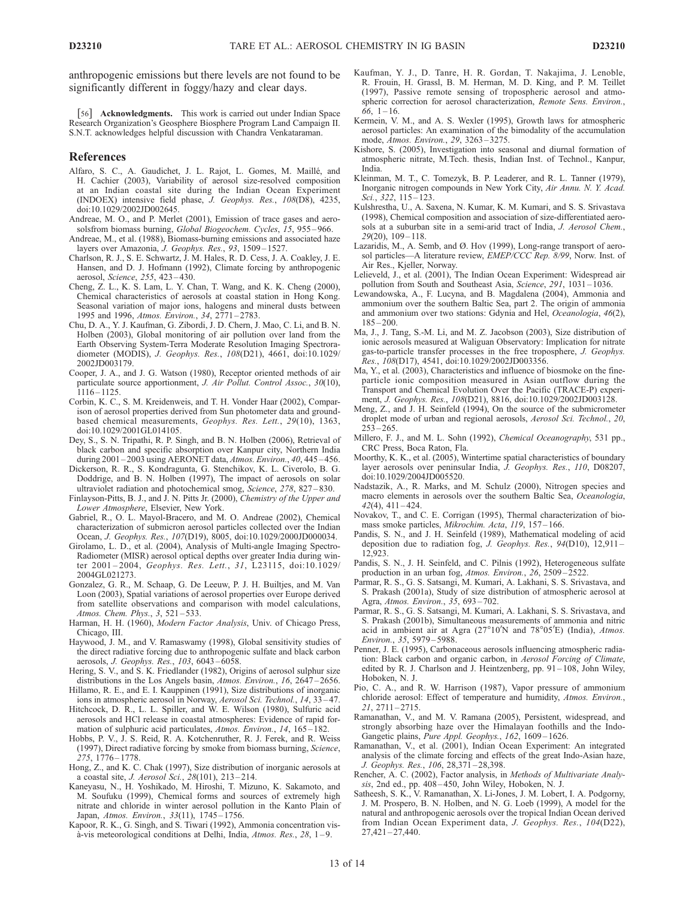anthropogenic emissions but there levels are not found to be significantly different in foggy/hazy and clear days.

[56] **Acknowledgments.** This work is carried out under Indian Space Research Organization's Geosphere Biosphere Program Land Campaign II. S.N.T. acknowledges helpful discussion with Chandra Venkataraman.

## References

Alfaro, S. C., A. Gaudichet, J. L. Rajot, L. Gomes, M. Maillé, and H. Cachier (2003), Variability of aerosol size-resolved composition at an Indian coastal site during the Indian Ocean Experiment (INDOEX) intensive field phase, *J. Geophys. Res.*, *108*(D8), 4235, doi:10.1029/2002JD002645.

Andreae, M. O., and P. Merlet (2001), Emission of trace gases and aerosolsfrom biomass burning, *Global Biogeochem. Cycles*, *15*, 955–966.

Andreae, M., et al. (1988), Biomass-burning emissions and associated haze layers over Amazonia, *J. Geophys. Res.*, *93*, 1509–1527.

Charlson, R. J., S. E. Schwartz, J. M. Hales, R. D. Cess, J. A. Coakley, J. E. Hansen, and D. J. Hofmann (1992), Climate forcing by anthropogenic aerosol, *Science*, *255*, 423–430.

Cheng, Z. L., K. S. Lam, L. Y. Chan, T. Wang, and K. K. Cheng (2000), Chemical characteristics of aerosols at coastal station in Hong Kong. Seasonal variation of major ions, halogens and mineral dusts between 1995 and 1996, *Atmos. Environ.*, *34*, 2771–2783.

Chu, D. A., Y. J. Kaufman, G. Zibordi, J. D. Chern, J. Mao, C. Li, and B. N. Holben (2003), Global monitoring of air pollution over land from the Earth Observing System-Terra Moderate Resolution Imaging Spectroradiometer (MODIS), *J. Geophys. Res.*, *108*(D21), 4661, doi:10.1029/2002JD003179.

Cooper, J. A., and J. G. Watson (1980), Receptor oriented methods of air particulate source apportionment, *J. Air Pollut. Control Assoc.*, *30*(10), 1116–1125.

Corbin, K. C., S. M. Kreidenweis, and T. H. Vonder Haar (2002), Comparison of aerosol properties derived from Sun photometer data and ground-based chemical measurements, *Geophys. Res. Lett.*, *29*(10), 1363, doi:10.1029/2001GL014105.

Dey, S., S. N. Tripathi, R. P. Singh, and B. N. Holben (2006), Retrieval of black carbon and specific absorption over Kanpur city, Northern India during 2001–2003 using AERONET data, *Atmos. Environ.*, *40*, 445–456.

Dickerson, R. R., S. Kondragunta, G. Stenchikov, K. L. Civerolo, B. G. Doddrige, and B. N. Holben (1997), The impact of aerosols on solar ultraviolet radiation and photochemical smog, *Science*, *278*, 827–830.

Finlayson-Pitts, B. J., and J. N. Pitts Jr. (2000), *Chemistry of the Upper and Lower Atmosphere*, Elsevier, New York.

Gabriel, R., O. L. Mayol-Bracero, and M. O. Andreae (2002), Chemical characterization of submicron aerosol particles collected over the Indian Ocean, *J. Geophys. Res.*, *107*(D19), 8005, doi:10.1029/2000JD000034.

Girolamo, L. D., et al. (2004), Analysis of Multi-angle Imaging Spectro-Radiometer (MISR) aerosol optical depths over greater India during winter 2001–2004, *Geophys. Res. Lett.*, *31*, L23115, doi:10.1029/2004GL021273.

Gonzalez, G. R., M. Schaap, G. De Leeuw, P. J. H. Builtjes, and M. Van Loon (2003), Spatial variations of aerosol properties over Europe derived from satellite observations and comparison with model calculations, *Atmos. Chem. Phys.*, *3*, 521–533.

Harman, H. H. (1960), *Modern Factor Analysis*, Univ. of Chicago Press, Chicago, Ill.

Haywood, J. M., and V. Ramaswamy (1998), Global sensitivity studies of the direct radiative forcing due to anthropogenic sulfate and black carbon aerosols, *J. Geophys. Res.*, *103*, 6043–6058.

Hering, S. V., and S. K. Friedlander (1982), Origins of aerosol sulphur size distributions in the Los Angels basin, *Atmos. Environ.*, *16*, 2647–2656.

Hillamo, R. E., and E. I. Kauppinen (1991), Size distributions of inorganic ions in atmospheric aerosol in Norway, *Aerosol Sci. Technol.*, *14*, 33–47.

Hitchcock, D. R., L. L. Spiller, and W. E. Wilson (1980), Sulfuric acid aerosols and HCl release in coastal atmospheres: Evidence of rapid formation of sulphuric acid particulates, *Atmos. Environ.*, *14*, 165–182.

Hobbs, P. V., J. S. Reid, R. A. Kotchenruther, R. J. Ferek, and R. Weiss (1997), Direct radiative forcing by smoke from biomass burning, *Science*, *275*, 1776–1778.

Hong, Z., and K. C. Chak (1997), Size distribution of inorganic aerosols at a coastal site, *J. Aerosol Sci.*, *28*(101), 213–214.

Kaneyasu, N., H. Yoshikado, M. Hiroshi, T. Mizuno, K. Sakamoto, and M. Soufuku (1999), Chemical forms and sources of extremely high nitrate and chloride in winter aerosol pollution in the Kanto Plain of Japan, *Atmos. Environ.*, *33*(11), 1745–1756.

Kapoor, R. K., G. Singh, and S. Tiwari (1992), Ammonia concentration vis-à-vis meteorological conditions at Delhi, India, *Atmos. Res.*, *28*, 1–9.

Kaufman, Y. J., D. Tanre, H. R. Gordan, T. Nakajima, J. Lenoble, R. Frouin, H. Grassl, B. M. Herman, M. D. King, and P. M. Teillet (1997), Passive remote sensing of tropospheric aerosol and atmospheric correction for aerosol characterization, *Remote Sens. Environ.*, *66*, 1–16.

Kermein, V. M., and A. S. Wexler (1995), Growth laws for atmospheric aerosol particles: An examination of the bimodality of the accumulation mode, *Atmos. Environ.*, *29*, 3263–3275.

Kishore, S. (2005), Investigation into seasonal and diurnal formation of atmospheric nitrate, M.Tech. thesis, Indian Inst. of Technol., Kanpur, India.

Kleinman, M. T., C. Tomezyk, B. P. Leaderer, and R. L. Tanner (1979), Inorganic nitrogen compounds in New York City, *Air Annu. N. Y. Acad. Sci.*, *322*, 115–123.

Kulshrestha, U., A. Saxena, N. Kumar, K. M. Kumari, and S. S. Srivastava (1998), Chemical composition and association of size-differentiated aerosols at a suburban site in a semi-arid tract of India, *J. Aerosol Chem.*, *29*(20), 109–118.

Lazaridis, M., A. Semb, and Ø. Hov (1999), Long-range transport of aerosol particles—A literature review, *EMEP/CCC Rep. 8/99*, Norw. Inst. of Air Res., Kjeller, Norway.

Lelieveld, J., et al. (2001), The Indian Ocean Experiment: Widespread air pollution from South and Southeast Asia, *Science*, *291*, 1031–1036.

Lewandowska, A., F. Lucyna, and B. Magdalena (2004), Ammonia and ammonium over the southern Baltic Sea, part 2. The origin of ammonia and ammonium over two stations: Gdynia and Hel, *Oceanologia*, *46*(2), 185–200.

Ma, J., J. Tang, S.-M. Li, and M. Z. Jacobson (2003), Size distribution of ionic aerosols measured at Waliguan Observatory: Implication for nitrate gas-to-particle transfer processes in the free troposphere, *J. Geophys. Res.*, *108*(D17), 4541, doi:10.1029/2002JD003356.

Ma, Y., et al. (2003), Characteristics and influence of biosmoke on the fine-particle ionic composition measured in Asian outflow during the Transport and Chemical Evolution Over the Pacific (TRACE-P) experiment, *J. Geophys. Res.*, *108*(D21), 8816, doi:10.1029/2002JD003128.

Meng, Z., and J. H. Seinfeld (1994), On the source of the submicrometer droplet mode of urban and regional aerosols, *Aerosol Sci. Technol.*, *20*, 253–265.

Millero, F. J., and M. L. Sohn (1992), *Chemical Oceanography*, 531 pp., CRC Press, Boca Raton, Fla.

Moorthy, K. K., et al. (2005), Wintertime spatial characteristics of boundary layer aerosols over peninsular India, *J. Geophys. Res.*, *110*, D08207, doi:10.1029/2004JD005520.

Nadstazik, A., R. Marks, and M. Schulz (2000), Nitrogen species and macro elements in aerosols over the southern Baltic Sea, *Oceanologia*, *42*(4), 411–424.

Novakov, T., and C. E. Corrigan (1995), Thermal characterization of biomass smoke particles, *Mikrochim. Acta*, *119*, 157–166.

Pandis, S. N., and J. H. Seinfeld (1989), Mathematical modeling of acid deposition due to radiation fog, *J. Geophys. Res.*, *94*(D10), 12,911–12,923.

Pandis, S. N., J. H. Seinfeld, and C. Pilnis (1992), Heterogeneous sulfate production in an urban fog, *Atmos. Environ.*, *26*, 2509–2522.

Parmar, R. S., G. S. Satsangi, M. Kumari, A. Lakhani, S. S. Srivastava, and S. Prakash (2001a), Study of size distribution of atmospheric aerosol at Agra, *Atmos. Environ.*, *35*, 693–702.

Parmar, R. S., G. S. Satsangi, M. Kumari, A. Lakhani, S. S. Srivastava, and S. Prakash (2001b), Simultaneous measurements of ammonia and nitric acid in ambient air at Agra (27°10′N and 78°05′E) (India), *Atmos. Environ.*, *35*, 5979–5988.

Penner, J. E. (1995), Carbonaceous aerosols influencing atmospheric radiation: Black carbon and organic carbon, in *Aerosol Forcing of Climate*, edited by R. J. Charlson and J. Heintzenberg, pp. 91–108, John Wiley, Hoboken, N. J.

Pio, C. A., and R. W. Harrison (1987), Vapor pressure of ammonium chloride aerosol: Effect of temperature and humidity, *Atmos. Environ.*, *21*, 2711–2715.

Ramanathan, V., and M. V. Ramana (2005), Persistent, widespread, and strongly absorbing haze over the Himalayan foothills and the Indo-Gangetic plains, *Pure Appl. Geophys.*, *162*, 1609–1626.

Ramanathan, V., et al. (2001), Indian Ocean Experiment: An integrated analysis of the climate forcing and effects of the great Indo-Asian haze, *J. Geophys. Res.*, *106*, 28,371–28,398.

Rencher, A. C. (2002), Factor analysis, in *Methods of Multivariate Analysis*, 2nd ed., pp. 408–450, John Wiley, Hoboken, N. J.

Satheesh, S. K., V. Ramanathan, X. Li-Jones, J. M. Lobert, I. A. Podgorny, J. M. Prospero, B. N. Holben, and N. G. Loeb (1999), A model for the natural and anthropogenic aerosols over the tropical Indian Ocean derived from Indian Ocean Experiment data, *J. Geophys. Res.*, *104*(D22), 27,421–27,440.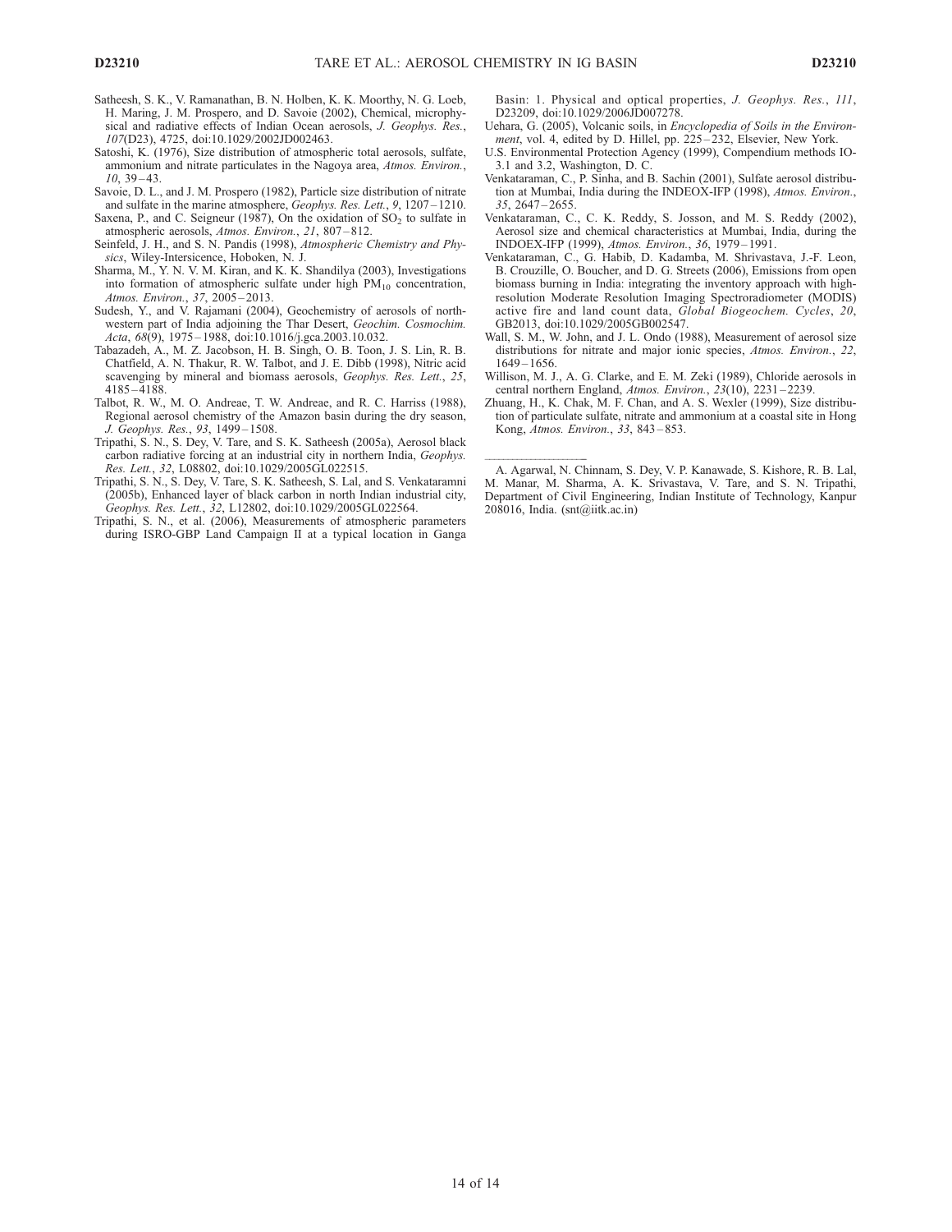Satheesh, S. K., V. Ramanathan, B. N. Holben, K. K. Moorthy, N. G. Loeb, H. Maring, J. M. Prospero, and D. Savoie (2002), Chemical, microphysical and radiative effects of Indian Ocean aerosols, *J. Geophys. Res.*, *107*(D23), 4725, doi:10.1029/2002JD002463.

Satoshi, K. (1976), Size distribution of atmospheric total aerosols, sulfate, ammonium and nitrate particulates in the Nagoya area, *Atmos. Environ.*, *10*, 39–43.

Savoie, D. L., and J. M. Prospero (1982), Particle size distribution of nitrate and sulfate in the marine atmosphere, *Geophys. Res. Lett.*, *9*, 1207–1210.

Saxena, P., and C. Seigneur (1987), On the oxidation of $SO_2$ to sulfate in atmospheric aerosols, *Atmos. Environ.*, *21*, 807–812.

Seinfeld, J. H., and S. N. Pandis (1998), *Atmospheric Chemistry and Physics*, Wiley-Intersicence, Hoboken, N. J.

Sharma, M., Y. N. V. M. Kiran, and K. K. Shandilya (2003), Investigations into formation of atmospheric sulfate under high $PM_{10}$ concentration, *Atmos. Environ.*, *37*, 2005–2013.

Sudesh, Y., and V. Rajamani (2004), Geochemistry of aerosols of northwestern part of India adjoining the Thar Desert, *Geochim. Cosmochim. Acta*, *68*(9), 1975–1988, doi:10.1016/j.gca.2003.10.032.

Tabazadeh, A., M. Z. Jacobson, H. B. Singh, O. B. Toon, J. S. Lin, R. B. Chatfield, A. N. Thakur, R. W. Talbot, and J. E. Dibb (1998), Nitric acid scavenging by mineral and biomass aerosols, *Geophys. Res. Lett.*, *25*, 4185–4188.

Talbot, R. W., M. O. Andreae, T. W. Andreae, and R. C. Harriss (1988), Regional aerosol chemistry of the Amazon basin during the dry season, *J. Geophys. Res.*, *93*, 1499–1508.

Tripathi, S. N., S. Dey, V. Tare, and S. K. Satheesh (2005a), Aerosol black carbon radiative forcing at an industrial city in northern India, *Geophys. Res. Lett.*, *32*, L08802, doi:10.1029/2005GL022515.

Tripathi, S. N., S. Dey, V. Tare, S. K. Satheesh, S. Lal, and S. Venkataramni (2005b), Enhanced layer of black carbon in north Indian industrial city, *Geophys. Res. Lett.*, *32*, L12802, doi:10.1029/2005GL022564.

Tripathi, S. N., et al. (2006), Measurements of atmospheric parameters during ISRO-GBP Land Campaign II at a typical location in Ganga Basin: 1. Physical and optical properties, *J. Geophys. Res.*, *111*, D23209, doi:10.1029/2006JD007278.

Uehara, G. (2005), Volcanic soils, in *Encyclopedia of Soils in the Environment*, vol. 4, edited by D. Hillel, pp. 225–232, Elsevier, New York.

U.S. Environmental Protection Agency (1999), Compendium methods IO-3.1 and 3.2, Washington, D. C.

Venkataraman, C., P. Sinha, and B. Sachin (2001), Sulfate aerosol distribution at Mumbai, India during the INDEOX-IFP (1998), *Atmos. Environ.*, *35*, 2647–2655.

Venkataraman, C., C. K. Reddy, S. Josson, and M. S. Reddy (2002), Aerosol size and chemical characteristics at Mumbai, India, during the INDOEX-IFP (1999), *Atmos. Environ.*, *36*, 1979–1991.

Venkataraman, C., G. Habib, D. Kadamba, M. Shrivastava, J.-F. Leon, B. Crouzille, O. Boucher, and D. G. Streets (2006), Emissions from open biomass burning in India: integrating the inventory approach with high-resolution Moderate Resolution Imaging Spectroradiometer (MODIS) active fire and land count data, *Global Biogeochem. Cycles*, *20*, GB2013, doi:10.1029/2005GB002547.

Wall, S. M., W. John, and J. L. Ondo (1988), Measurement of aerosol size distributions for nitrate and major ionic species, *Atmos. Environ.*, *22*, 1649–1656.

Willison, M. J., A. G. Clarke, and E. M. Zeki (1989), Chloride aerosols in central northern England, *Atmos. Environ.*, *23*(10), 2231–2239.

Zhuang, H., K. Chak, M. F. Chan, and A. S. Wexler (1999), Size distribution of particulate sulfate, nitrate and ammonium at a coastal site in Hong Kong, *Atmos. Environ.*, *33*, 843–853.

---

A. Agarwal, N. Chinnam, S. Dey, V. P. Kanawade, S. Kishore, R. B. Lal, M. Manar, M. Sharma, A. K. Srivastava, V. Tare, and S. N. Tripathi, Department of Civil Engineering, Indian Institute of Technology, Kanpur 208016, India. (snt@iitk.ac.in)